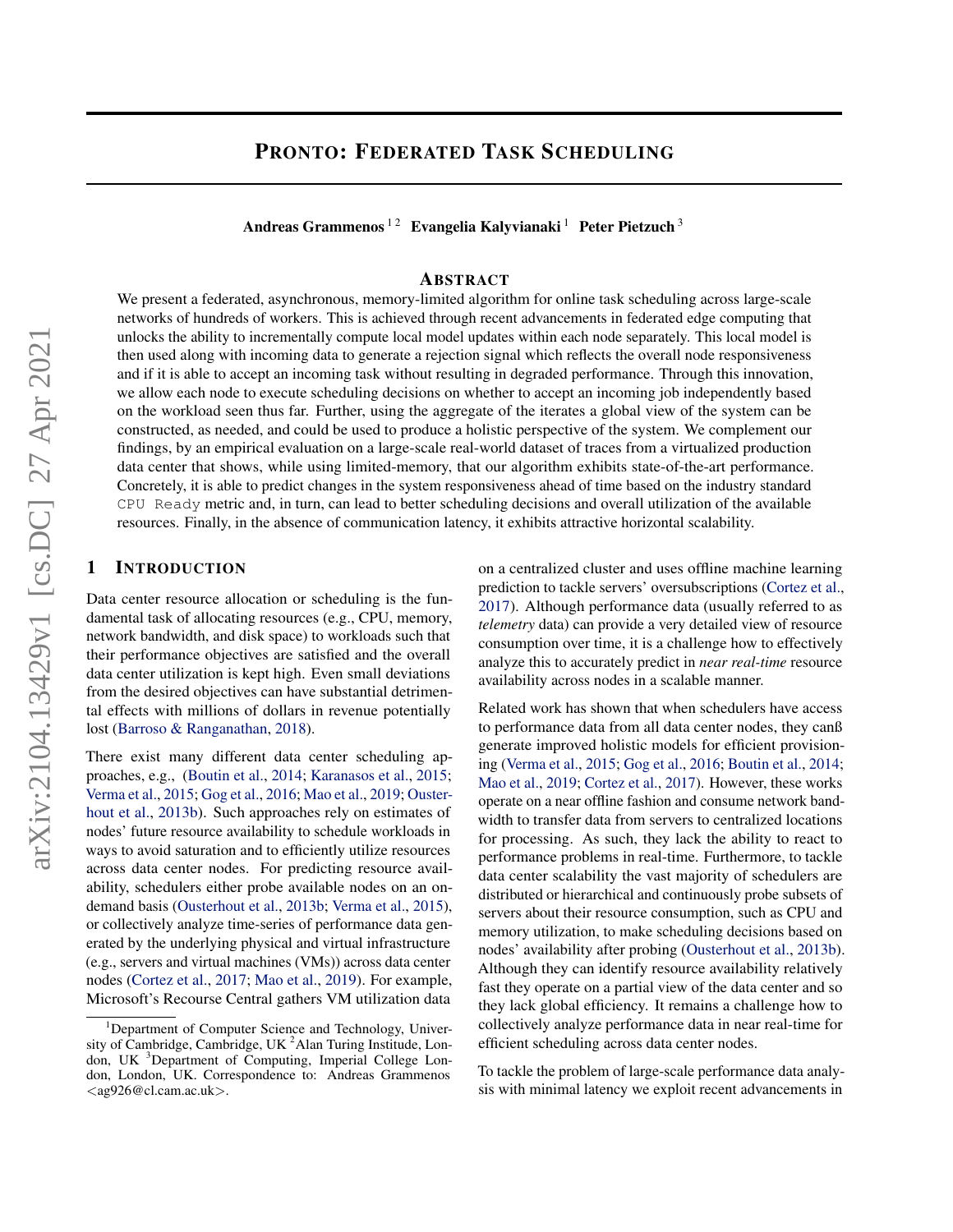# PRONTO: FEDERATED TASK SCHEDULING

**Andreas Grammenos** [1 2] **Evangelia Kalyvianaki** [1] **Peter Pietzuch** [3]

## ABSTRACT

We present a federated, asynchronous, memory-limited algorithm for online task scheduling across large-scale networks of hundreds of workers. This is achieved through recent advancements in federated edge computing that unlocks the ability to incrementally compute local model updates within each node separately. This local model is then used along with incoming data to generate a rejection signal which reflects the overall node responsiveness and if it is able to accept an incoming task without resulting in degraded performance. Through this innovation, we allow each node to execute scheduling decisions on whether to accept an incoming job independently based on the workload seen thus far. Further, using the aggregate of the iterates a global view of the system can be constructed, as needed, and could be used to produce a holistic perspective of the system. We complement our findings, by an empirical evaluation on a large-scale real-world dataset of traces from a virtualized production data center that shows, while using limited-memory, that our algorithm exhibits state-of-the-art performance. Concretely, it is able to predict changes in the system responsiveness ahead of time based on the industry standard `CPU Ready` metric and, in turn, can lead to better scheduling decisions and overall utilization of the available resources. Finally, in the absence of communication latency, it exhibits attractive horizontal scalability.

## 1 INTRODUCTION

Data center resource allocation or scheduling is the fundamental task of allocating resources (e.g., CPU, memory, network bandwidth, and disk space) to workloads such that their performance objectives are satisfied and the overall data center utilization is kept high. Even small deviations from the desired objectives can have substantial detrimental effects with millions of dollars in revenue potentially lost (Barroso & Ranganathan, 2018).

There exist many different data center scheduling approaches, e.g., (Boutin et al., 2014; Karanasos et al., 2015; Verma et al., 2015; Gog et al., 2016; Mao et al., 2019; Ousterhout et al., 2013b). Such approaches rely on estimates of nodes' future resource availability to schedule workloads in ways to avoid saturation and to efficiently utilize resources across data center nodes. For predicting resource availability, schedulers either probe available nodes on an on-demand basis (Ousterhout et al., 2013b; Verma et al., 2015), or collectively analyze time-series of performance data generated by the underlying physical and virtual infrastructure (e.g., servers and virtual machines (VMs)) across data center nodes (Cortez et al., 2017; Mao et al., 2019). For example, Microsoft's Recourse Central gathers VM utilization data on a centralized cluster and uses offline machine learning prediction to tackle servers' oversubscriptions (Cortez et al., 2017). Although performance data (usually referred to as *telemetry* data) can provide a very detailed view of resource consumption over time, it is a challenge how to effectively analyze this to accurately predict in *near real-time* resource availability across nodes in a scalable manner.

Related work has shown that when schedulers have access to performance data from all data center nodes, they canß generate improved holistic models for efficient provisioning (Verma et al., 2015; Gog et al., 2016; Boutin et al., 2014; Mao et al., 2019; Cortez et al., 2017). However, these works operate on a near offline fashion and consume network bandwidth to transfer data from servers to centralized locations for processing. As such, they lack the ability to react to performance problems in real-time. Furthermore, to tackle data center scalability the vast majority of schedulers are distributed or hierarchical and continuously probe subsets of servers about their resource consumption, such as CPU and memory utilization, to make scheduling decisions based on nodes' availability after probing (Ousterhout et al., 2013b). Although they can identify resource availability relatively fast they operate on a partial view of the data center and so they lack global efficiency. It remains a challenge how to collectively analyze performance data in near real-time for efficient scheduling across data center nodes.

To tackle the problem of large-scale performance data analysis with minimal latency we exploit recent advancements in

[1]Department of Computer Science and Technology, University of Cambridge, Cambridge, UK [2]Alan Turing Institute, London, UK [3]Department of Computing, Imperial College London, London, UK. Correspondence to: Andreas Grammenos <ag926@cl.cam.ac.uk>.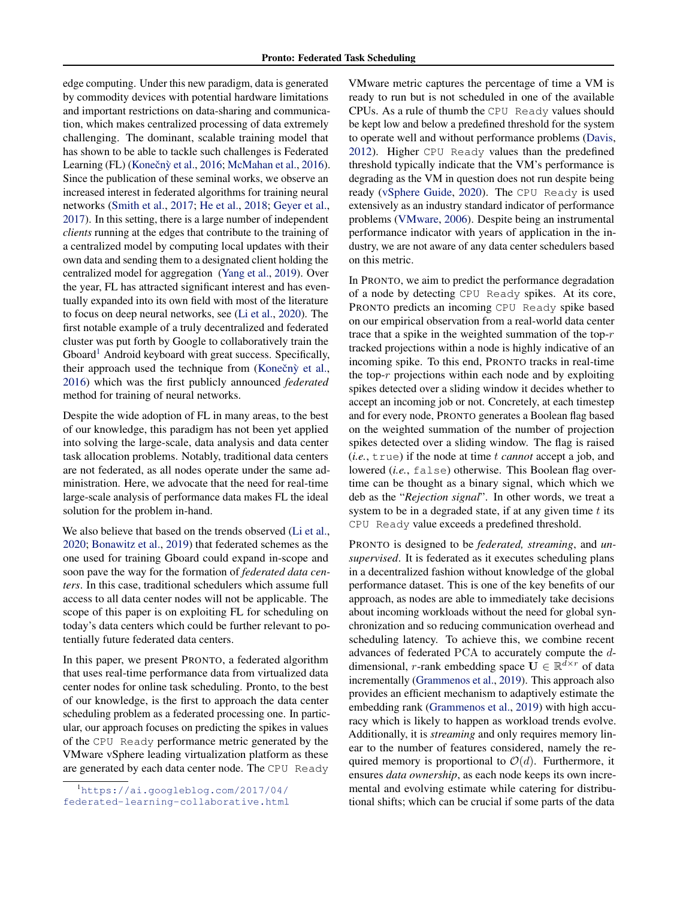edge computing. Under this new paradigm, data is generated by commodity devices with potential hardware limitations and important restrictions on data-sharing and communication, which makes centralized processing of data extremely challenging. The dominant, scalable training model that has shown to be able to tackle such challenges is Federated Learning (FL) (Konečný et al., 2016; McMahan et al., 2016). Since the publication of these seminal works, we observe an increased interest in federated algorithms for training neural networks (Smith et al., 2017; He et al., 2018; Geyer et al., 2017). In this setting, there is a large number of independent *clients* running at the edges that contribute to the training of a centralized model by computing local updates with their own data and sending them to a designated client holding the centralized model for aggregation (Yang et al., 2019). Over the year, FL has attracted significant interest and has eventually expanded into its own field with most of the literature to focus on deep neural networks, see (Li et al., 2020). The first notable example of a truly decentralized and federated cluster was put forth by Google to collaboratively train the Gboard[1] Android keyboard with great success. Specifically, their approach used the technique from (Konečný et al., 2016) which was the first publicly announced *federated* method for training of neural networks.

Despite the wide adoption of FL in many areas, to the best of our knowledge, this paradigm has not been yet applied into solving the large-scale, data analysis and data center task allocation problems. Notably, traditional data centers are not federated, as all nodes operate under the same administration. Here, we advocate that the need for real-time large-scale analysis of performance data makes FL the ideal solution for the problem in-hand.

We also believe that based on the trends observed (Li et al., 2020; Bonawitz et al., 2019) that federated schemes as the one used for training Gboard could expand in-scope and soon pave the way for the formation of *federated data centers*. In this case, traditional schedulers which assume full access to all data center nodes will not be applicable. The scope of this paper is on exploiting FL for scheduling on today's data centers which could be further relevant to potentially future federated data centers.

In this paper, we present PRONTO, a federated algorithm that uses real-time performance data from virtualized data center nodes for online task scheduling. Pronto, to the best of our knowledge, is the first to approach the data center scheduling problem as a federated processing one. In particular, our approach focuses on predicting the spikes in values of the `CPU Ready` performance metric generated by the VMware vSphere leading virtualization platform as these are generated by each data center node. The `CPU Ready` VMware metric captures the percentage of time a VM is ready to run but is not scheduled in one of the available CPUs. As a rule of thumb the `CPU Ready` values should be kept low and below a predefined threshold for the system to operate well and without performance problems (Davis, 2012). Higher `CPU Ready` values than the predefined threshold typically indicate that the VM's performance is degrading as the VM in question does not run despite being ready (vSphere Guide, 2020). The `CPU Ready` is used extensively as an industry standard indicator of performance problems (VMware, 2006). Despite being an instrumental performance indicator with years of application in the industry, we are not aware of any data center schedulers based on this metric.

In PRONTO, we aim to predict the performance degradation of a node by detecting `CPU Ready` spikes. At its core, PRONTO predicts an incoming `CPU Ready` spike based on our empirical observation from a real-world data center trace that a spike in the weighted summation of the top-$r$ tracked projections within a node is highly indicative of an incoming spike. To this end, PRONTO tracks in real-time the top-$r$ projections within each node and by exploiting spikes detected over a sliding window it decides whether to accept an incoming job or not. Concretely, at each timestep and for every node, PRONTO generates a Boolean flag based on the weighted summation of the number of projection spikes detected over a sliding window. The flag is raised (*i.e.*, `true`) if the node at time $t$ *cannot* accept a job, and lowered (*i.e.*, `false`) otherwise. This Boolean flag overtime can be thought as a binary signal, which which we deb as the "*Rejection signal*". In other words, we treat a system to be in a degraded state, if at any given time $t$ its `CPU Ready` value exceeds a predefined threshold.

PRONTO is designed to be *federated, streaming*, and *unsupervised*. It is federated as it executes scheduling plans in a decentralized fashion without knowledge of the global performance dataset. This is one of the key benefits of our approach, as nodes are able to immediately take decisions about incoming workloads without the need for global synchronization and so reducing communication overhead and scheduling latency. To achieve this, we combine recent advances of federated PCA to accurately compute the $d$-dimensional, $r$-rank embedding space $\mathbf{U} \in \mathbb{R}^{d \times r}$ of data incrementally (Grammenos et al., 2019). This approach also provides an efficient mechanism to adaptively estimate the embedding rank (Grammenos et al., 2019) with high accuracy which is likely to happen as workload trends evolve. Additionally, it is *streaming* and only requires memory linear to the number of features considered, namely the required memory is proportional to $\mathcal{O}(d)$. Furthermore, it ensures *data ownership*, as each node keeps its own incremental and evolving estimate while catering for distributional shifts; which can be crucial if some parts of the data

[1] https://ai.googleblog.com/2017/04/federated-learning-collaborative.html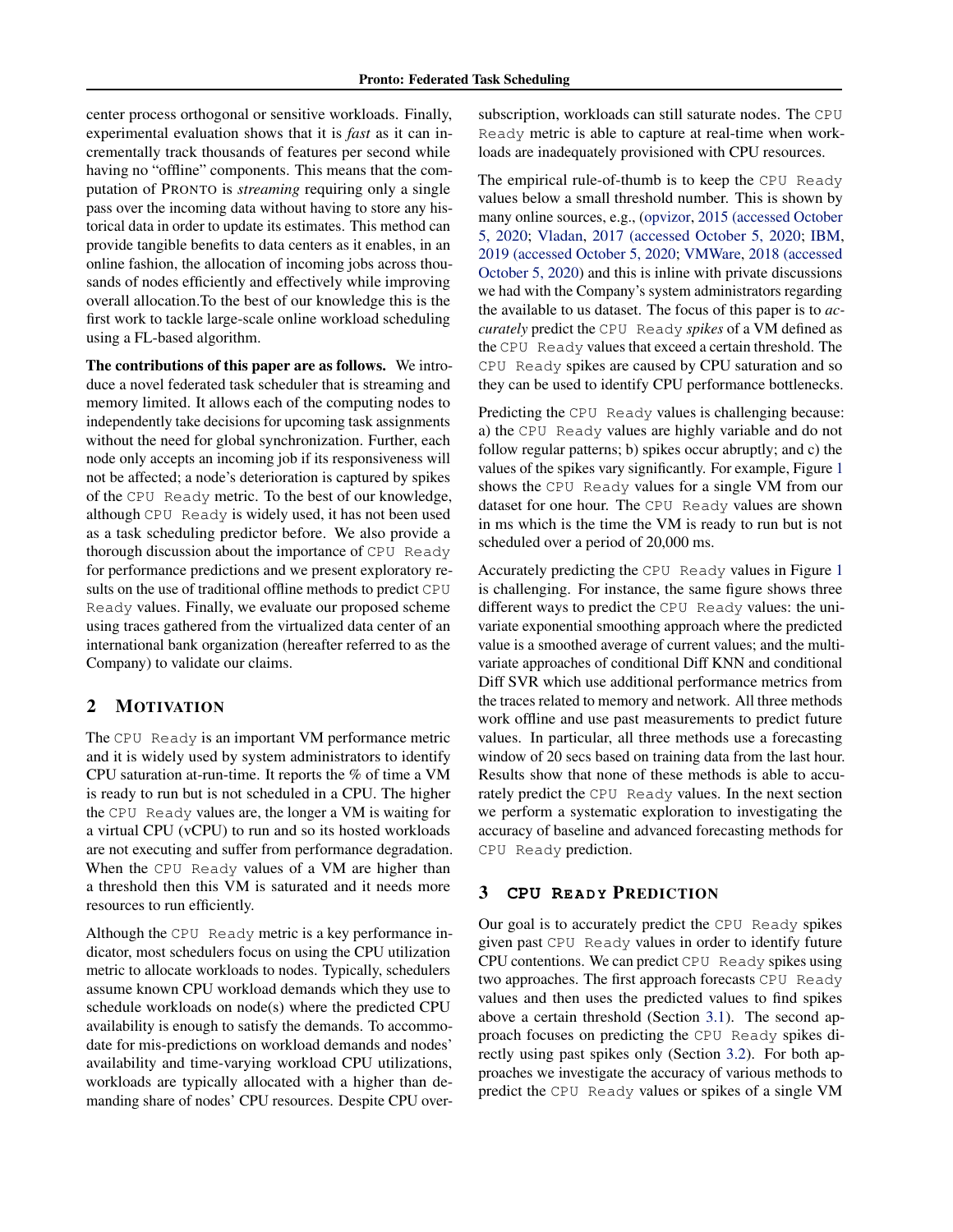center process orthogonal or sensitive workloads. Finally, experimental evaluation shows that it is *fast* as it can incrementally track thousands of features per second while having no "offline" components. This means that the computation of PRONTO is *streaming* requiring only a single pass over the incoming data without having to store any historical data in order to update its estimates. This method can provide tangible benefits to data centers as it enables, in an online fashion, the allocation of incoming jobs across thousands of nodes efficiently and effectively while improving overall allocation.To the best of our knowledge this is the first work to tackle large-scale online workload scheduling using a FL-based algorithm.

**The contributions of this paper are as follows.** We introduce a novel federated task scheduler that is streaming and memory limited. It allows each of the computing nodes to independently take decisions for upcoming task assignments without the need for global synchronization. Further, each node only accepts an incoming job if its responsiveness will not be affected; a node's deterioration is captured by spikes of the `CPU Ready` metric. To the best of our knowledge, although `CPU Ready` is widely used, it has not been used as a task scheduling predictor before. We also provide a thorough discussion about the importance of `CPU Ready` for performance predictions and we present exploratory results on the use of traditional offline methods to predict `CPU Ready` values. Finally, we evaluate our proposed scheme using traces gathered from the virtualized data center of an international bank organization (hereafter referred to as the Company) to validate our claims.

## 2 MOTIVATION

The `CPU Ready` is an important VM performance metric and it is widely used by system administrators to identify CPU saturation at-run-time. It reports the % of time a VM is ready to run but is not scheduled in a CPU. The higher the `CPU Ready` values are, the longer a VM is waiting for a virtual CPU (vCPU) to run and so its hosted workloads are not executing and suffer from performance degradation. When the `CPU Ready` values of a VM are higher than a threshold then this VM is saturated and it needs more resources to run efficiently.

Although the `CPU Ready` metric is a key performance indicator, most schedulers focus on using the CPU utilization metric to allocate workloads to nodes. Typically, schedulers assume known CPU workload demands which they use to schedule workloads on node(s) where the predicted CPU availability is enough to satisfy the demands. To accommodate for mis-predictions on workload demands and nodes' availability and time-varying workload CPU utilizations, workloads are typically allocated with a higher than demanding share of nodes' CPU resources. Despite CPU over-subscription, workloads can still saturate nodes. The `CPU Ready` metric is able to capture at real-time when workloads are inadequately provisioned with CPU resources.

The empirical rule-of-thumb is to keep the `CPU Ready` values below a small threshold number. This is shown by many online sources, e.g., (opvizor, 2015 (accessed October 5, 2020; Vladan, 2017 (accessed October 5, 2020; IBM, 2019 (accessed October 5, 2020; VMWare, 2018 (accessed October 5, 2020) and this is inline with private discussions we had with the Company's system administrators regarding the available to us dataset. The focus of this paper is to *accurately* predict the `CPU Ready` *spikes* of a VM defined as the `CPU Ready` values that exceed a certain threshold. The `CPU Ready` spikes are caused by CPU saturation and so they can be used to identify CPU performance bottlenecks.

Predicting the `CPU Ready` values is challenging because: a) the `CPU Ready` values are highly variable and do not follow regular patterns; b) spikes occur abruptly; and c) the values of the spikes vary significantly. For example, Figure 1 shows the `CPU Ready` values for a single VM from our dataset for one hour. The `CPU Ready` values are shown in ms which is the time the VM is ready to run but is not scheduled over a period of 20,000 ms.

Accurately predicting the `CPU Ready` values in Figure 1 is challenging. For instance, the same figure shows three different ways to predict the `CPU Ready` values: the univariate exponential smoothing approach where the predicted value is a smoothed average of current values; and the multivariate approaches of conditional Diff KNN and conditional Diff SVR which use additional performance metrics from the traces related to memory and network. All three methods work offline and use past measurements to predict future values. In particular, all three methods use a forecasting window of 20 secs based on training data from the last hour. Results show that none of these methods is able to accurately predict the `CPU Ready` values. In the next section we perform a systematic exploration to investigating the accuracy of baseline and advanced forecasting methods for `CPU Ready` prediction.

## 3 CPU READY PREDICTION

Our goal is to accurately predict the `CPU Ready` spikes given past `CPU Ready` values in order to identify future CPU contentions. We can predict `CPU Ready` spikes using two approaches. The first approach forecasts `CPU Ready` values and then uses the predicted values to find spikes above a certain threshold (Section 3.1). The second approach focuses on predicting the `CPU Ready` spikes directly using past spikes only (Section 3.2). For both approaches we investigate the accuracy of various methods to predict the `CPU Ready` values or spikes of a single VM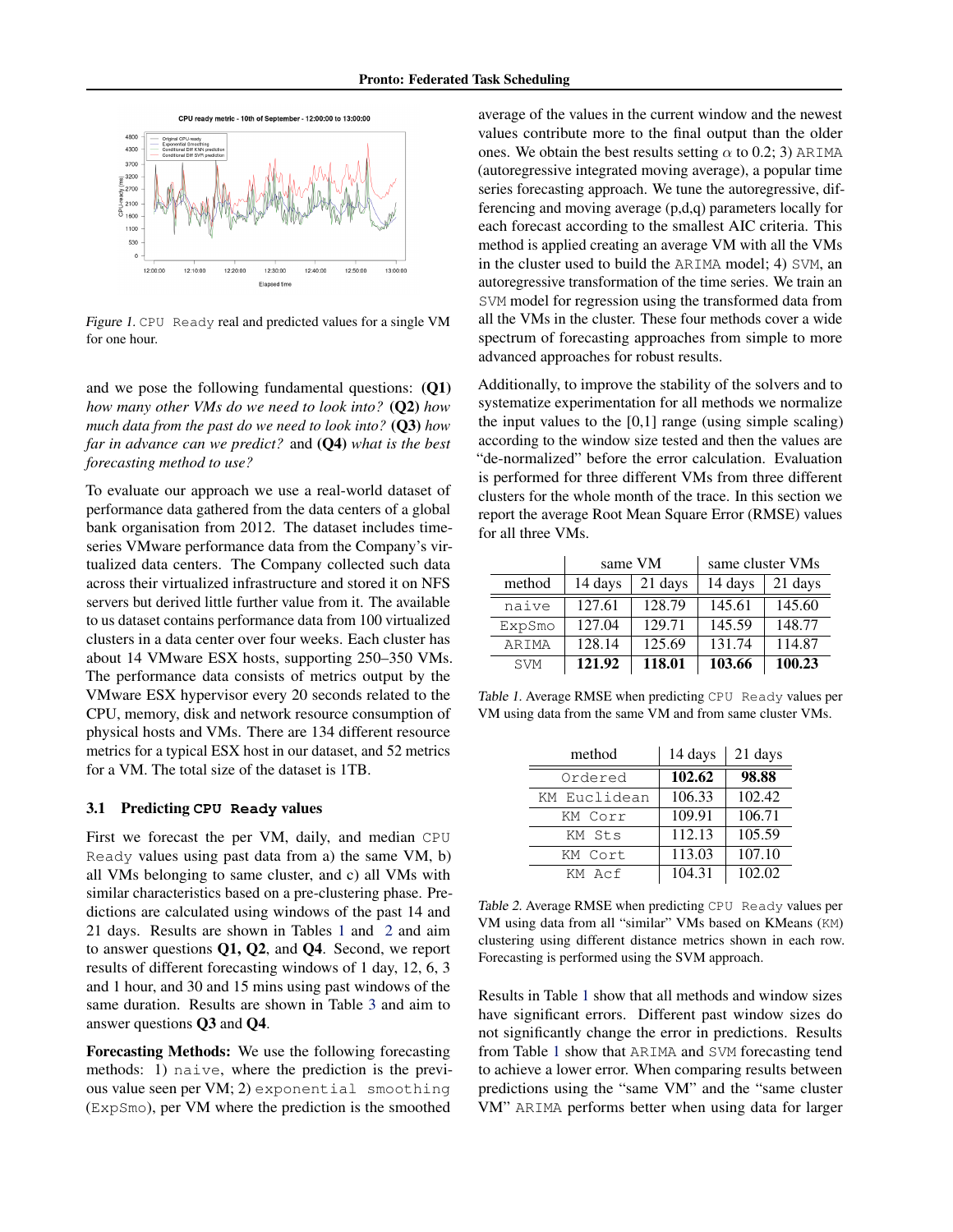*Figure 1.* `CPU Ready` real and predicted values for a single VM for one hour.

and we pose the following fundamental questions: **(Q1)** *how many other VMs do we need to look into?* **(Q2)** *how much data from the past do we need to look into?* **(Q3)** *how far in advance can we predict?* and **(Q4)** *what is the best forecasting method to use?*

To evaluate our approach we use a real-world dataset of performance data gathered from the data centers of a global bank organisation from 2012. The dataset includes time-series VMware performance data from the Company's virtualized data centers. The Company collected such data across their virtualized infrastructure and stored it on NFS servers but derived little further value from it. The available to us dataset contains performance data from 100 virtualized clusters in a data center over four weeks. Each cluster has about 14 VMware ESX hosts, supporting 250–350 VMs. The performance data consists of metrics output by the VMware ESX hypervisor every 20 seconds related to the CPU, memory, disk and network resource consumption of physical hosts and VMs. There are 134 different resource metrics for a typical ESX host in our dataset, and 52 metrics for a VM. The total size of the dataset is 1TB.

### 3.1 Predicting `CPU Ready` values

First we forecast the per VM, daily, and median `CPU Ready` values using past data from a) the same VM, b) all VMs belonging to same cluster, and c) all VMs with similar characteristics based on a pre-clustering phase. Predictions are calculated using windows of the past 14 and 21 days. Results are shown in Tables 1 and 2 and aim to answer questions **Q1, Q2**, and **Q4**. Second, we report results of different forecasting windows of 1 day, 12, 6, 3 and 1 hour, and 30 and 15 mins using past windows of the same duration. Results are shown in Table 3 and aim to answer questions **Q3** and **Q4**.

**Forecasting Methods:** We use the following forecasting methods: 1) `naive`, where the prediction is the previous value seen per VM; 2) `exponential smoothing` (`ExpSmo`), per VM where the prediction is the smoothed average of the values in the current window and the newest values contribute more to the final output than the older ones. We obtain the best results setting $\alpha$ to 0.2; 3) `ARIMA` (autoregressive integrated moving average), a popular time series forecasting approach. We tune the autoregressive, differencing and moving average (p,d,q) parameters locally for each forecast according to the smallest AIC criteria. This method is applied creating an average VM with all the VMs in the cluster used to build the `ARIMA` model; 4) `SVM`, an autoregressive transformation of the time series. We train an `SVM` model for regression using the transformed data from all the VMs in the cluster. These four methods cover a wide spectrum of forecasting approaches from simple to more advanced approaches for robust results.

Additionally, to improve the stability of the solvers and to systematize experimentation for all methods we normalize the input values to the [0,1] range (using simple scaling) according to the window size tested and then the values are "de-normalized" before the error calculation. Evaluation is performed for three different VMs from three different clusters for the whole month of the trace. In this section we report the average Root Mean Square Error (RMSE) values for all three VMs.

| | same VM | | same cluster VMs | |
|---|---|---|---|---|
| method | 14 days | 21 days | 14 days | 21 days |
| `naive` | 127.61 | 128.79 | 145.61 | 145.60 |
| `ExpSmo` | 127.04 | 129.71 | 145.59 | 148.77 |
| `ARIMA` | 128.14 | 125.69 | 131.74 | 114.87 |
| `SVM` | **121.92** | **118.01** | **103.66** | **100.23** |

*Table 1.* Average RMSE when predicting `CPU Ready` values per VM using data from the same VM and from same cluster VMs.

| method | 14 days | 21 days |
|---|---|---|
| `Ordered` | **102.62** | **98.88** |
| `KM Euclidean` | 106.33 | 102.42 |
| `KM Corr` | 109.91 | 106.71 |
| `KM Sts` | 112.13 | 105.59 |
| `KM Cort` | 113.03 | 107.10 |
| `KM Acf` | 104.31 | 102.02 |

*Table 2.* Average RMSE when predicting `CPU Ready` values per VM using data from all "similar" VMs based on KMeans (`KM`) clustering using different distance metrics shown in each row. Forecasting is performed using the SVM approach.

Results in Table 1 show that all methods and window sizes have significant errors. Different past window sizes do not significantly change the error in predictions. Results from Table 1 show that `ARIMA` and `SVM` forecasting tend to achieve a lower error. When comparing results between predictions using the "same VM" and the "same cluster VM" `ARIMA` performs better when using data for larger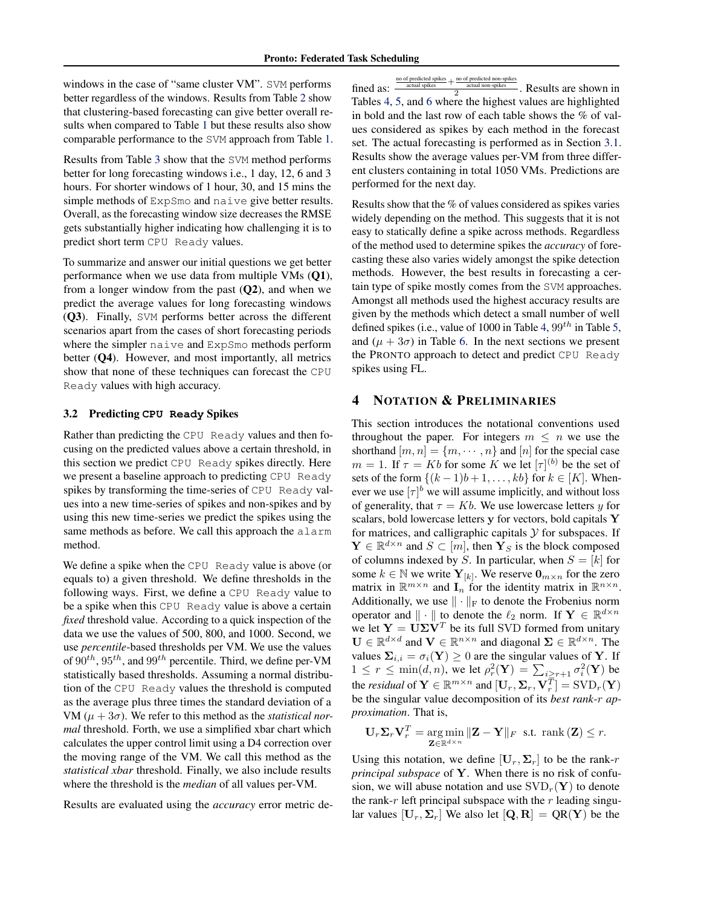windows in the case of "same cluster VM". SVM performs better regardless of the windows. Results from Table 2 show that clustering-based forecasting can give better overall results when compared to Table 1 but these results also show comparable performance to the SVM approach from Table 1.

Results from Table 3 show that the SVM method performs better for long forecasting windows i.e., 1 day, 12, 6 and 3 hours. For shorter windows of 1 hour, 30, and 15 mins the simple methods of ExpSmo and naive give better results. Overall, as the forecasting window size decreases the RMSE gets substantially higher indicating how challenging it is to predict short term CPU Ready values.

To summarize and answer our initial questions we get better performance when we use data from multiple VMs (**Q1**), from a longer window from the past (**Q2**), and when we predict the average values for long forecasting windows (**Q3**). Finally, SVM performs better across the different scenarios apart from the cases of short forecasting periods where the simpler naive and ExpSmo methods perform better (**Q4**). However, and most importantly, all metrics show that none of these techniques can forecast the CPU Ready values with high accuracy.

### 3.2 Predicting CPU Ready Spikes

Rather than predicting the CPU Ready values and then focusing on the predicted values above a certain threshold, in this section we predict CPU Ready spikes directly. Here we present a baseline approach to predicting CPU Ready spikes by transforming the time-series of CPU Ready values into a new time-series of spikes and non-spikes and by using this new time-series we predict the spikes using the same methods as before. We call this approach the alarm method.

We define a spike when the CPU Ready value is above (or equals to) a given threshold. We define thresholds in the following ways. First, we define a CPU Ready value to be a spike when this CPU Ready value is above a certain *fixed* threshold value. According to a quick inspection of the data we use the values of 500, 800, and 1000. Second, we use *percentile*-based thresholds per VM. We use the values of $90^{th}$, $95^{th}$, and $99^{th}$ percentile. Third, we define per-VM statistically based thresholds. Assuming a normal distribution of the CPU Ready values the threshold is computed as the average plus three times the standard deviation of a VM ($\mu + 3\sigma$). We refer to this method as the *statistical normal* threshold. Forth, we use a simplified xbar chart which calculates the upper control limit using a D4 correction over the moving range of the VM. We call this method as the *statistical xbar* threshold. Finally, we also include results where the threshold is the *median* of all values per-VM.

Results are evaluated using the *accuracy* error metric defined as: $\frac{\frac{\text{no of predicted spikes}}{\text{actual spikes}} + \frac{\text{no of predicted non-spikes}}{\text{actual non-spikes}}}{2}$. Results are shown in Tables 4, 5, and 6 where the highest values are highlighted in bold and the last row of each table shows the % of values considered as spikes by each method in the forecast set. The actual forecasting is performed as in Section 3.1. Results show the average values per-VM from three different clusters containing in total 1050 VMs. Predictions are performed for the next day.

Results show that the % of values considered as spikes varies widely depending on the method. This suggests that it is not easy to statically define a spike across methods. Regardless of the method used to determine spikes the *accuracy* of forecasting these also varies widely amongst the spike detection methods. However, the best results in forecasting a certain type of spike mostly comes from the SVM approaches. Amongst all methods used the highest accuracy results are given by the methods which detect a small number of well defined spikes (i.e., value of 1000 in Table 4, $99^{th}$ in Table 5, and ($\mu + 3\sigma$) in Table 6. In the next sections we present the PRONTO approach to detect and predict CPU Ready spikes using FL.

## 4 NOTATION & PRELIMINARIES

This section introduces the notational conventions used throughout the paper. For integers $m \leq n$ we use the shorthand $[m, n] = \{m, \cdots, n\}$ and $[n]$ for the special case $m = 1$. If $\tau = Kb$ for some $K$ we let $[\tau]^{(b)}$ be the set of sets of the form $\{(k-1)b+1, \ldots, kb\}$ for $k \in [K]$. Whenever we use $[\tau]^b$ we will assume implicitly, and without loss of generality, that $\tau = Kb$. We use lowercase letters $y$ for scalars, bold lowercase letters $\mathbf{y}$ for vectors, bold capitals $\mathbf{Y}$ for matrices, and calligraphic capitals $\mathcal{Y}$ for subspaces. If $\mathbf{Y} \in \mathbb{R}^{d\times n}$ and $S \subset [m]$, then $\mathbf{Y}_S$ is the block composed of columns indexed by $S$. In particular, when $S = [k]$ for some $k \in \mathbb{N}$ we write $\mathbf{Y}_{[k]}$. We reserve $\mathbf{0}_{m\times n}$ for the zero matrix in $\mathbb{R}^{m\times n}$ and $\mathbf{I}_n$ for the identity matrix in $\mathbb{R}^{n\times n}$. Additionally, we use $\|\cdot\|_\text{F}$ to denote the Frobenius norm operator and $\|\cdot\|$ to denote the $\ell_2$ norm. If $\mathbf{Y} \in \mathbb{R}^{d\times n}$ we let $\mathbf{Y} = \mathbf{U}\mathbf{\Sigma}\mathbf{V}^T$ be its full SVD formed from unitary $\mathbf{U} \in \mathbb{R}^{d\times d}$ and $\mathbf{V} \in \mathbb{R}^{n\times n}$ and diagonal $\mathbf{\Sigma} \in \mathbb{R}^{d\times n}$. The values $\mathbf{\Sigma}_{i,i} = \sigma_i(\mathbf{Y}) \geq 0$ are the singular values of $\mathbf{Y}$. If $1 \leq r \leq \min(d, n)$, we let $\rho_r^2(\mathbf{Y}) = \sum_{i\geq r+1} \sigma_i^2(\mathbf{Y})$ be the *residual* of $\mathbf{Y} \in \mathbb{R}^{m\times n}$ and $[\mathbf{U}_r, \mathbf{\Sigma}_r, \mathbf{V}_r^T] = \text{SVD}_r(\mathbf{Y})$ be the singular value decomposition of its *best rank-r approximation*. That is,

$$\mathbf{U}_r\mathbf{\Sigma}_r\mathbf{V}_r^T = \underset{\mathbf{Z}\in\mathbb{R}^{d\times n}}{\arg\min} \|\mathbf{Z} - \mathbf{Y}\|_F \ \text{ s.t. } \ \text{rank}(\mathbf{Z}) \leq r.$$

Using this notation, we define $[\mathbf{U}_r, \mathbf{\Sigma}_r]$ to be the rank-$r$ *principal subspace* of $\mathbf{Y}$. When there is no risk of confusion, we will abuse notation and use $\text{SVD}_r(\mathbf{Y})$ to denote the rank-$r$ left principal subspace with the $r$ leading singular values $[\mathbf{U}_r, \mathbf{\Sigma}_r]$ We also let $[\mathbf{Q}, \mathbf{R}] = \text{QR}(\mathbf{Y})$ be the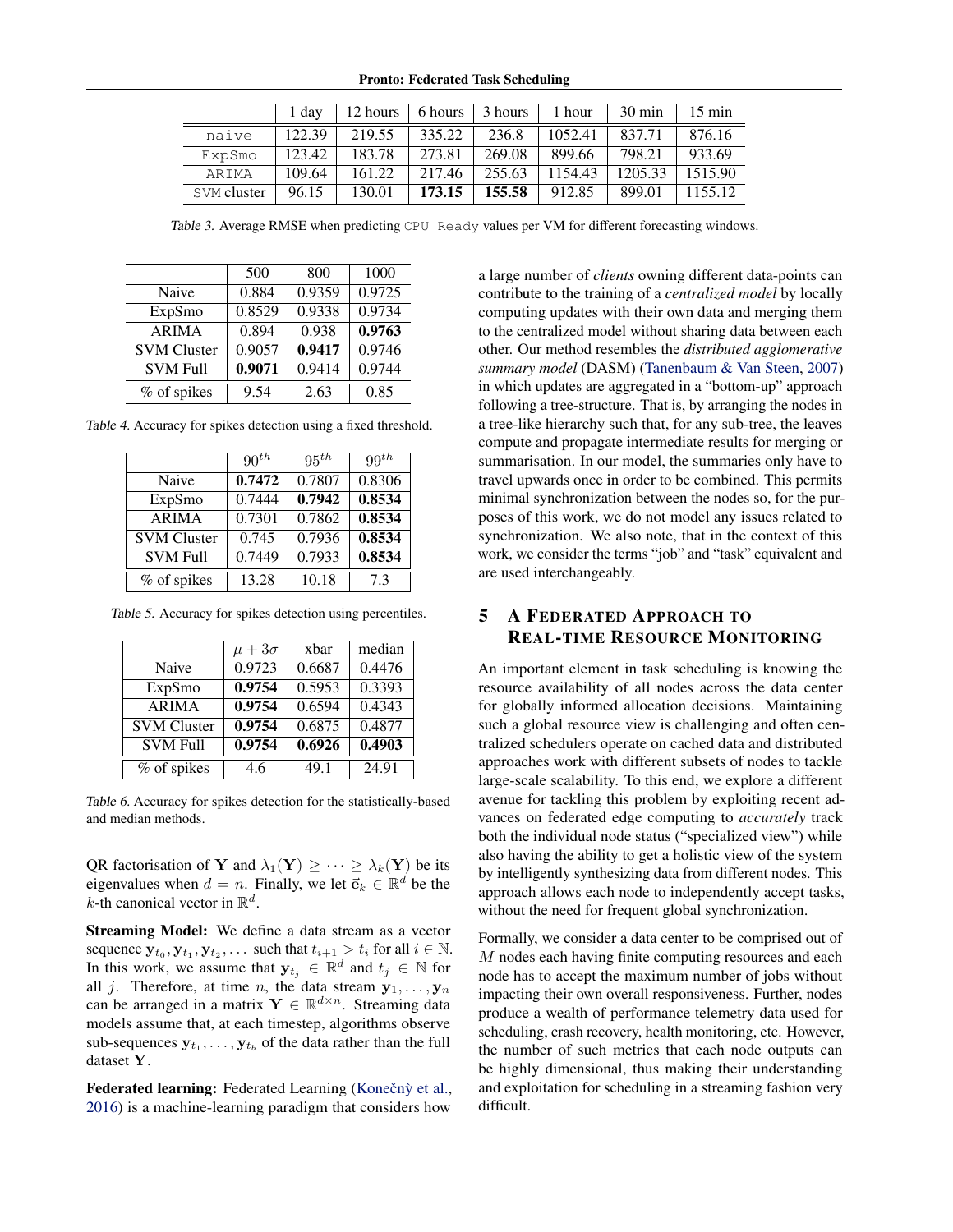| | 1 day | 12 hours | 6 hours | 3 hours | 1 hour | 30 min | 15 min |
|---|---|---|---|---|---|---|---|
| `naive` | 122.39 | 219.55 | 335.22 | 236.8 | 1052.41 | 837.71 | 876.16 |
| `ExpSmo` | 123.42 | 183.78 | 273.81 | 269.08 | 899.66 | 798.21 | 933.69 |
| `ARIMA` | 109.64 | 161.22 | 217.46 | 255.63 | 1154.43 | 1205.33 | 1515.90 |
| `SVM` cluster | 96.15 | 130.01 | **173.15** | **155.58** | 912.85 | 899.01 | 1155.12 |

*Table 3.* Average RMSE when predicting `CPU Ready` values per VM for different forecasting windows.

| | 500 | 800 | 1000 |
|---|---|---|---|
| Naive | 0.884 | 0.9359 | 0.9725 |
| ExpSmo | 0.8529 | 0.9338 | 0.9734 |
| ARIMA | 0.894 | 0.938 | **0.9763** |
| SVM Cluster | 0.9057 | **0.9417** | 0.9746 |
| SVM Full | **0.9071** | 0.9414 | 0.9744 |
| % of spikes | 9.54 | 2.63 | 0.85 |

*Table 4.* Accuracy for spikes detection using a fixed threshold.

| | $90^{th}$ | $95^{th}$ | $99^{th}$ |
|---|---|---|---|
| Naive | **0.7472** | 0.7807 | 0.8306 |
| ExpSmo | 0.7444 | **0.7942** | **0.8534** |
| ARIMA | 0.7301 | 0.7862 | **0.8534** |
| SVM Cluster | 0.745 | 0.7936 | **0.8534** |
| SVM Full | 0.7449 | 0.7933 | **0.8534** |
| % of spikes | 13.28 | 10.18 | 7.3 |

*Table 5.* Accuracy for spikes detection using percentiles.

| | $\mu + 3\sigma$ | xbar | median |
|---|---|---|---|
| Naive | 0.9723 | 0.6687 | 0.4476 |
| ExpSmo | **0.9754** | 0.5953 | 0.3393 |
| ARIMA | **0.9754** | 0.6594 | 0.4343 |
| SVM Cluster | **0.9754** | 0.6875 | 0.4877 |
| SVM Full | **0.9754** | **0.6926** | **0.4903** |
| % of spikes | 4.6 | 49.1 | 24.91 |

*Table 6.* Accuracy for spikes detection for the statistically-based and median methods.

QR factorisation of $\mathbf{Y}$ and $\lambda_1(\mathbf{Y}) \geq \cdots \geq \lambda_k(\mathbf{Y})$ be its eigenvalues when $d = n$. Finally, we let $\vec{\mathbf{e}}_k \in \mathbb{R}^d$ be the $k$-th canonical vector in $\mathbb{R}^d$.

**Streaming Model:** We define a data stream as a vector sequence $\mathbf{y}_{t_0}, \mathbf{y}_{t_1}, \mathbf{y}_{t_2}, \ldots$ such that $t_{i+1} > t_i$ for all $i \in \mathbb{N}$. In this work, we assume that $\mathbf{y}_{t_j} \in \mathbb{R}^d$ and $t_j \in \mathbb{N}$ for all $j$. Therefore, at time $n$, the data stream $\mathbf{y}_1, \ldots, \mathbf{y}_n$ can be arranged in a matrix $\mathbf{Y} \in \mathbb{R}^{d \times n}$. Streaming data models assume that, at each timestep, algorithms observe sub-sequences $\mathbf{y}_{t_1}, \ldots, \mathbf{y}_{t_b}$ of the data rather than the full dataset $\mathbf{Y}$.

**Federated learning:** Federated Learning (Konečný et al., 2016) is a machine-learning paradigm that considers how a large number of *clients* owning different data-points can contribute to the training of a *centralized model* by locally computing updates with their own data and merging them to the centralized model without sharing data between each other. Our method resembles the *distributed agglomerative summary model* (DASM) (Tanenbaum & Van Steen, 2007) in which updates are aggregated in a "bottom-up" approach following a tree-structure. That is, by arranging the nodes in a tree-like hierarchy such that, for any sub-tree, the leaves compute and propagate intermediate results for merging or summarisation. In our model, the summaries only have to travel upwards once in order to be combined. This permits minimal synchronization between the nodes so, for the purposes of this work, we do not model any issues related to synchronization. We also note, that in the context of this work, we consider the terms "job" and "task" equivalent and are used interchangeably.

## 5 A Federated Approach to Real-time Resource Monitoring

An important element in task scheduling is knowing the resource availability of all nodes across the data center for globally informed allocation decisions. Maintaining such a global resource view is challenging and often centralized schedulers operate on cached data and distributed approaches work with different subsets of nodes to tackle large-scale scalability. To this end, we explore a different avenue for tackling this problem by exploiting recent advances on federated edge computing to *accurately* track both the individual node status ("specialized view") while also having the ability to get a holistic view of the system by intelligently synthesizing data from different nodes. This approach allows each node to independently accept tasks, without the need for frequent global synchronization.

Formally, we consider a data center to be comprised out of $M$ nodes each having finite computing resources and each node has to accept the maximum number of jobs without impacting their own overall responsiveness. Further, nodes produce a wealth of performance telemetry data used for scheduling, crash recovery, health monitoring, etc. However, the number of such metrics that each node outputs can be highly dimensional, thus making their understanding and exploitation for scheduling in a streaming fashion very difficult.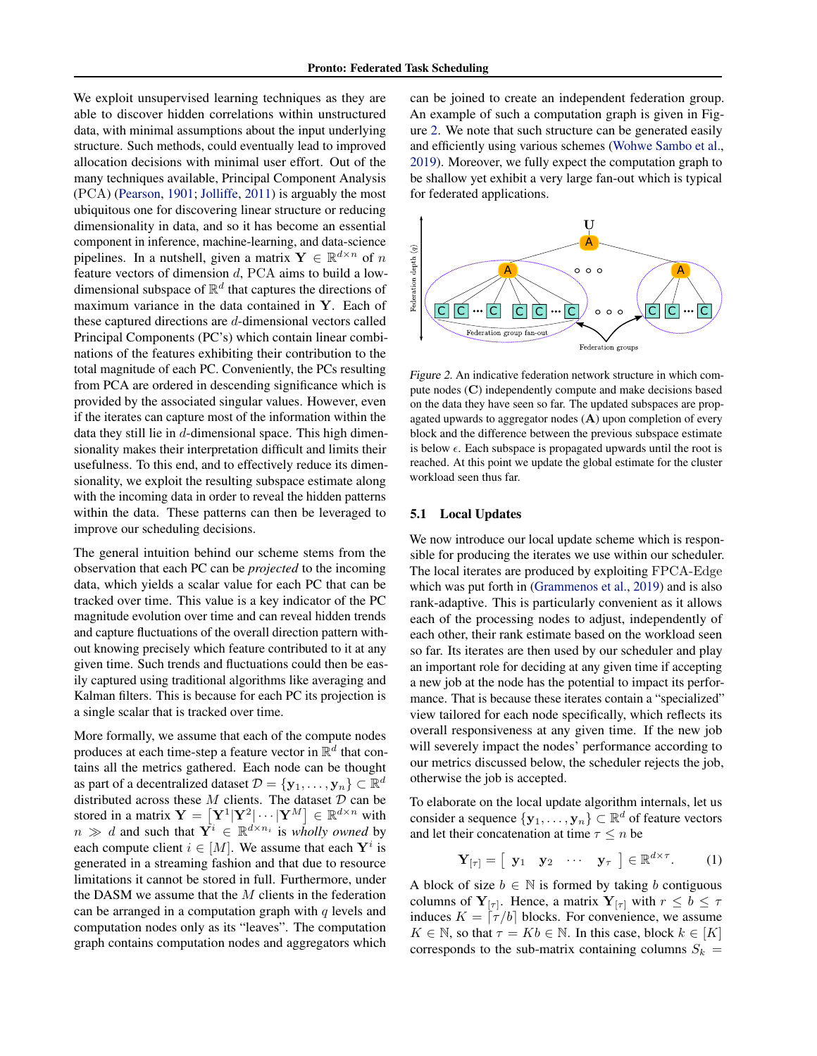We exploit unsupervised learning techniques as they are able to discover hidden correlations within unstructured data, with minimal assumptions about the input underlying structure. Such methods, could eventually lead to improved allocation decisions with minimal user effort. Out of the many techniques available, Principal Component Analysis (PCA) (Pearson, 1901; Jolliffe, 2011) is arguably the most ubiquitous one for discovering linear structure or reducing dimensionality in data, and so it has become an essential component in inference, machine-learning, and data-science pipelines. In a nutshell, given a matrix $\mathbf{Y} \in \mathbb{R}^{d \times n}$ of $n$ feature vectors of dimension $d$, PCA aims to build a low-dimensional subspace of $\mathbb{R}^d$ that captures the directions of maximum variance in the data contained in $\mathbf{Y}$. Each of these captured directions are $d$-dimensional vectors called Principal Components (PC's) which contain linear combinations of the features exhibiting their contribution to the total magnitude of each PC. Conveniently, the PCs resulting from PCA are ordered in descending significance which is provided by the associated singular values. However, even if the iterates can capture most of the information within the data they still lie in $d$-dimensional space. This high dimensionality makes their interpretation difficult and limits their usefulness. To this end, and to effectively reduce its dimensionality, we exploit the resulting subspace estimate along with the incoming data in order to reveal the hidden patterns within the data. These patterns can then be leveraged to improve our scheduling decisions.

The general intuition behind our scheme stems from the observation that each PC can be *projected* to the incoming data, which yields a scalar value for each PC that can be tracked over time. This value is a key indicator of the PC magnitude evolution over time and can reveal hidden trends and capture fluctuations of the overall direction pattern without knowing precisely which feature contributed to it at any given time. Such trends and fluctuations could then be easily captured using traditional algorithms like averaging and Kalman filters. This is because for each PC its projection is a single scalar that is tracked over time.

More formally, we assume that each of the compute nodes produces at each time-step a feature vector in $\mathbb{R}^d$ that contains all the metrics gathered. Each node can be thought as part of a decentralized dataset $\mathcal{D} = \{\mathbf{y}_1, \ldots, \mathbf{y}_n\} \subset \mathbb{R}^d$ distributed across these $M$ clients. The dataset $\mathcal{D}$ can be stored in a matrix $\mathbf{Y} = \left[\mathbf{Y}^1 | \mathbf{Y}^2 | \cdots | \mathbf{Y}^M\right] \in \mathbb{R}^{d \times n}$ with $n \gg d$ and such that $\mathbf{Y}^i \in \mathbb{R}^{d \times n_i}$ is *wholly owned* by each compute client $i \in [M]$. We assume that each $\mathbf{Y}^i$ is generated in a streaming fashion and that due to resource limitations it cannot be stored in full. Furthermore, under the DASM we assume that the $M$ clients in the federation can be arranged in a computation graph with $q$ levels and computation nodes only as its "leaves". The computation graph contains computation nodes and aggregators which can be joined to create an independent federation group. An example of such a computation graph is given in Figure 2. We note that such structure can be generated easily and efficiently using various schemes (Wohwe Sambo et al., 2019). Moreover, we fully expect the computation graph to be shallow yet exhibit a very large fan-out which is typical for federated applications.

*Figure 2.* An indicative federation network structure in which compute nodes ($\mathbf{C}$) independently compute and make decisions based on the data they have seen so far. The updated subspaces are propagated upwards to aggregator nodes ($\mathbf{A}$) upon completion of every block and the difference between the previous subspace estimate is below $\epsilon$. Each subspace is propagated upwards until the root is reached. At this point we update the global estimate for the cluster workload seen thus far.

### 5.1 Local Updates

We now introduce our local update scheme which is responsible for producing the iterates we use within our scheduler. The local iterates are produced by exploiting FPCA-Edge which was put forth in (Grammenos et al., 2019) and is also rank-adaptive. This is particularly convenient as it allows each of the processing nodes to adjust, independently of each other, their rank estimate based on the workload seen so far. Its iterates are then used by our scheduler and play an important role for deciding at any given time if accepting a new job at the node has the potential to impact its performance. That is because these iterates contain a "specialized" view tailored for each node specifically, which reflects its overall responsiveness at any given time. If the new job will severely impact the nodes' performance according to our metrics discussed below, the scheduler rejects the job, otherwise the job is accepted.

To elaborate on the local update algorithm internals, let us consider a sequence $\{\mathbf{y}_1, \ldots, \mathbf{y}_n\} \subset \mathbb{R}^d$ of feature vectors and let their concatenation at time $\tau \leq n$ be

$$\mathbf{Y}_{[\tau]} = \left[ \begin{array}{cccc} \mathbf{y}_1 & \mathbf{y}_2 & \cdots & \mathbf{y}_\tau \end{array} \right] \in \mathbb{R}^{d \times \tau}. \qquad (1)$$

A block of size $b \in \mathbb{N}$ is formed by taking $b$ contiguous columns of $\mathbf{Y}_{[\tau]}$. Hence, a matrix $\mathbf{Y}_{[\tau]}$ with $r \leq b \leq \tau$ induces $K = \lceil \tau / b \rceil$ blocks. For convenience, we assume $K \in \mathbb{N}$, so that $\tau = Kb \in \mathbb{N}$. In this case, block $k \in [K]$ corresponds to the sub-matrix containing columns $S_k =$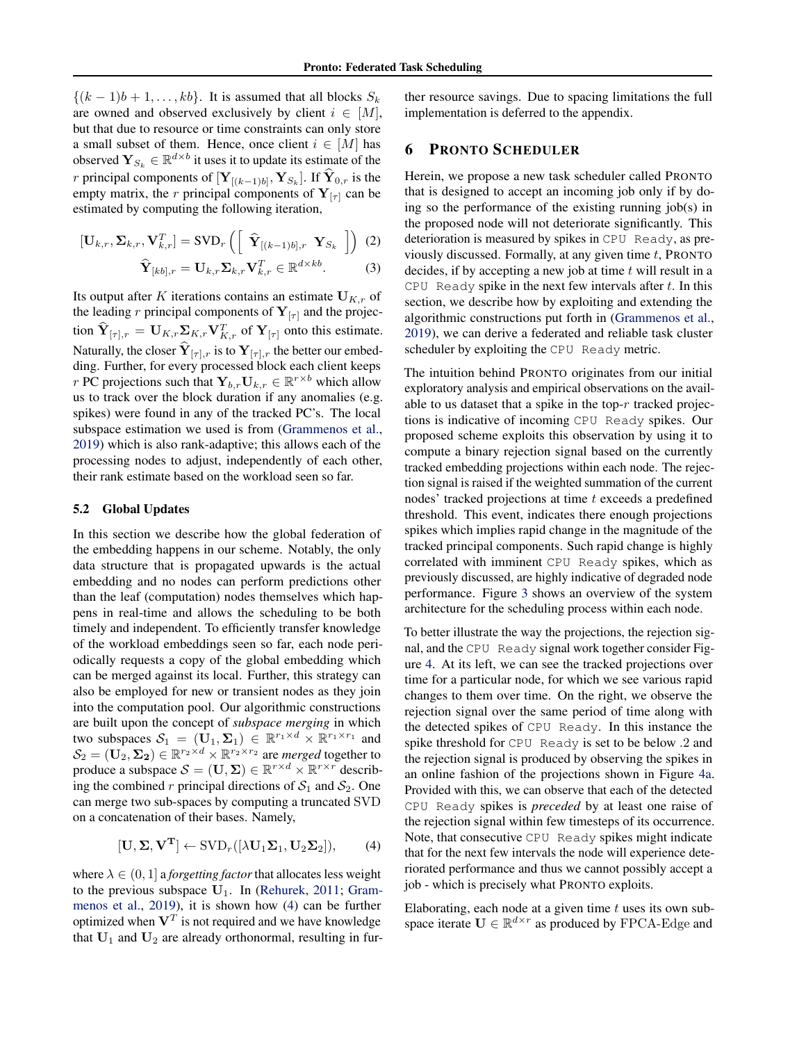$\{(k-1)b+1, \ldots, kb\}$. It is assumed that all blocks $S_k$ are owned and observed exclusively by client $i \in [M]$, but that due to resource or time constraints can only store a small subset of them. Hence, once client $i \in [M]$ has observed $\mathbf{Y}_{S_k} \in \mathbb{R}^{d \times b}$ it uses it to update its estimate of the $r$ principal components of $[\mathbf{Y}_{[(k-1)b]}, \mathbf{Y}_{S_k}]$. If $\widehat{\mathbf{Y}}_{0,r}$ is the empty matrix, the $r$ principal components of $\mathbf{Y}_{[\tau]}$ can be estimated by computing the following iteration,

$$[\mathbf{U}_{k,r}, \mathbf{\Sigma}_{k,r}, \mathbf{V}_{k,r}^T] = \text{SVD}_r\left(\left[\begin{array}{cc}\widehat{\mathbf{Y}}_{[(k-1)b],r} & \mathbf{Y}_{S_k}\end{array}\right]\right) \quad (2)$$

$$\widehat{\mathbf{Y}}_{[kb],r} = \mathbf{U}_{k,r}\mathbf{\Sigma}_{k,r}\mathbf{V}_{k,r}^T \in \mathbb{R}^{d \times kb}. \quad (3)$$

Its output after $K$ iterations contains an estimate $\mathbf{U}_{K,r}$ of the leading $r$ principal components of $\mathbf{Y}_{[\tau]}$ and the projection $\widehat{\mathbf{Y}}_{[\tau],r} = \mathbf{U}_{K,r}\mathbf{\Sigma}_{K,r}\mathbf{V}_{K,r}^T$ of $\mathbf{Y}_{[\tau]}$ onto this estimate. Naturally, the closer $\widehat{\mathbf{Y}}_{[\tau],r}$ is to $\mathbf{Y}_{[\tau],r}$ the better our embedding. Further, for every processed block each client keeps $r$ PC projections such that $\mathbf{Y}_{b,r}\mathbf{U}_{k,r} \in \mathbb{R}^{r \times b}$ which allow us to track over the block duration if any anomalies (e.g. spikes) were found in any of the tracked PC's. The local subspace estimation we used is from (Grammenos et al., 2019) which is also rank-adaptive; this allows each of the processing nodes to adjust, independently of each other, their rank estimate based on the workload seen so far.

### 5.2 Global Updates

In this section we describe how the global federation of the embedding happens in our scheme. Notably, the only data structure that is propagated upwards is the actual embedding and no nodes can perform predictions other than the leaf (computation) nodes themselves which happens in real-time and allows the scheduling to be both timely and independent. To efficiently transfer knowledge of the workload embeddings seen so far, each node periodically requests a copy of the global embedding which can be merged against its local. Further, this strategy can also be employed for new or transient nodes as they join into the computation pool. Our algorithmic constructions are built upon the concept of *subspace merging* in which two subspaces $\mathcal{S}_1 = (\mathbf{U}_1, \mathbf{\Sigma}_1) \in \mathbb{R}^{r_1 \times d} \times \mathbb{R}^{r_1 \times r_1}$ and $\mathcal{S}_2 = (\mathbf{U}_2, \mathbf{\Sigma}_2) \in \mathbb{R}^{r_2 \times d} \times \mathbb{R}^{r_2 \times r_2}$ are *merged* together to produce a subspace $\mathcal{S} = (\mathbf{U}, \mathbf{\Sigma}) \in \mathbb{R}^{r \times d} \times \mathbb{R}^{r \times r}$ describing the combined $r$ principal directions of $\mathcal{S}_1$ and $\mathcal{S}_2$. One can merge two sub-spaces by computing a truncated SVD on a concatenation of their bases. Namely,

$$[\mathbf{U}, \mathbf{\Sigma}, \mathbf{V^T}] \leftarrow \text{SVD}_r([\lambda \mathbf{U}_1\mathbf{\Sigma}_1, \mathbf{U}_2\mathbf{\Sigma}_2]), \quad (4)$$

where $\lambda \in (0, 1]$ a *forgetting factor* that allocates less weight to the previous subspace $\mathbf{U}_1$. In (Rehurek, 2011; Grammenos et al., 2019), it is shown how (4) can be further optimized when $\mathbf{V}^T$ is not required and we have knowledge that $\mathbf{U}_1$ and $\mathbf{U}_2$ are already orthonormal, resulting in further resource savings. Due to spacing limitations the full implementation is deferred to the appendix.

## 6 PRONTO SCHEDULER

Herein, we propose a new task scheduler called PRONTO that is designed to accept an incoming job only if by doing so the performance of the existing running job(s) in the proposed node will not deteriorate significantly. This deterioration is measured by spikes in `CPU Ready`, as previously discussed. Formally, at any given time $t$, PRONTO decides, if by accepting a new job at time $t$ will result in a `CPU Ready` spike in the next few intervals after $t$. In this section, we describe how by exploiting and extending the algorithmic constructions put forth in (Grammenos et al., 2019), we can derive a federated and reliable task cluster scheduler by exploiting the `CPU Ready` metric.

The intuition behind PRONTO originates from our initial exploratory analysis and empirical observations on the available to us dataset that a spike in the top-$r$ tracked projections is indicative of incoming `CPU Ready` spikes. Our proposed scheme exploits this observation by using it to compute a binary rejection signal based on the currently tracked embedding projections within each node. The rejection signal is raised if the weighted summation of the current nodes' tracked projections at time $t$ exceeds a predefined threshold. This event, indicates there enough projections spikes which implies rapid change in the magnitude of the tracked principal components. Such rapid change is highly correlated with imminent `CPU Ready` spikes, which as previously discussed, are highly indicative of degraded node performance. Figure 3 shows an overview of the system architecture for the scheduling process within each node.

To better illustrate the way the projections, the rejection signal, and the `CPU Ready` signal work together consider Figure 4. At its left, we can see the tracked projections over time for a particular node, for which we see various rapid changes to them over time. On the right, we observe the rejection signal over the same period of time along with the detected spikes of `CPU Ready`. In this instance the spike threshold for `CPU Ready` is set to be below .2 and the rejection signal is produced by observing the spikes in an online fashion of the projections shown in Figure 4a. Provided with this, we can observe that each of the detected `CPU Ready` spikes is *preceded* by at least one raise of the rejection signal within few timesteps of its occurrence. Note, that consecutive `CPU Ready` spikes might indicate that for the next few intervals the node will experience deteriorated performance and thus we cannot possibly accept a job - which is precisely what PRONTO exploits.

Elaborating, each node at a given time $t$ uses its own subspace iterate $\mathbf{U} \in \mathbb{R}^{d \times r}$ as produced by FPCA-Edge and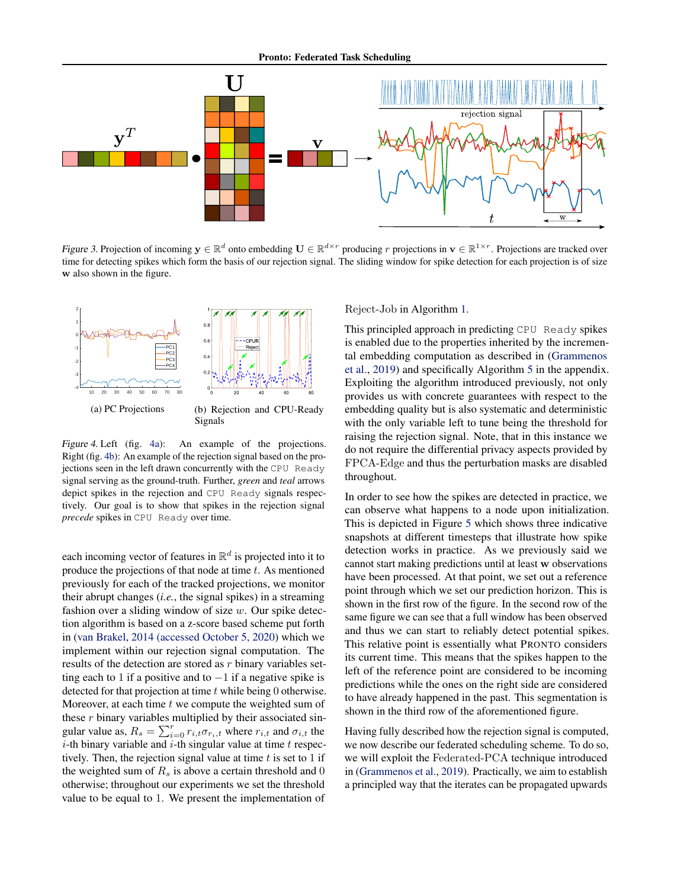*Figure 3.* Projection of incoming $\mathbf{y} \in \mathbb{R}^d$ onto embedding $\mathbf{U} \in \mathbb{R}^{d \times r}$ producing $r$ projections in $\mathbf{v} \in \mathbb{R}^{1 \times r}$. Projections are tracked over time for detecting spikes which form the basis of our rejection signal. The sliding window for spike detection for each projection is of size $\mathbf{w}$ also shown in the figure.

(a) PC Projections

(b) Rejection and CPU-Ready Signals

*Figure 4.* Left (fig. 4a): An example of the projections. Right (fig. 4b): An example of the rejection signal based on the projections seen in the left drawn concurrently with the `CPU Ready` signal serving as the ground-truth. Further, *green* and *teal* arrows depict spikes in the rejection and `CPU Ready` signals respectively. Our goal is to show that spikes in the rejection signal *precede* spikes in `CPU Ready` over time.

each incoming vector of features in $\mathbb{R}^d$ is projected into it to produce the projections of that node at time $t$. As mentioned previously for each of the tracked projections, we monitor their abrupt changes (*i.e.*, the signal spikes) in a streaming fashion over a sliding window of size $w$. Our spike detection algorithm is based on a z-score based scheme put forth in (van Brakel, 2014 (accessed October 5, 2020) which we implement within our rejection signal computation. The results of the detection are stored as $r$ binary variables setting each to 1 if a positive and to $-1$ if a negative spike is detected for that projection at time $t$ while being 0 otherwise. Moreover, at each time $t$ we compute the weighted sum of these $r$ binary variables multiplied by their associated singular value as, $R_s = \sum_{i=0}^{r} r_{i,t}\sigma_{r_i,t}$ where $r_{i,t}$ and $\sigma_{i,t}$ the $i$-th binary variable and $i$-th singular value at time $t$ respectively. Then, the rejection signal value at time $t$ is set to 1 if the weighted sum of $R_s$ is above a certain threshold and 0 otherwise; throughout our experiments we set the threshold value to be equal to 1. We present the implementation of Reject-Job in Algorithm 1.

This principled approach in predicting `CPU Ready` spikes is enabled due to the properties inherited by the incremental embedding computation as described in (Grammenos et al., 2019) and specifically Algorithm 5 in the appendix. Exploiting the algorithm introduced previously, not only provides us with concrete guarantees with respect to the embedding quality but is also systematic and deterministic with the only variable left to tune being the threshold for raising the rejection signal. Note, that in this instance we do not require the differential privacy aspects provided by FPCA-Edge and thus the perturbation masks are disabled throughout.

In order to see how the spikes are detected in practice, we can observe what happens to a node upon initialization. This is depicted in Figure 5 which shows three indicative snapshots at different timesteps that illustrate how spike detection works in practice. As we previously said we cannot start making predictions until at least $\mathbf{w}$ observations have been processed. At that point, we set out a reference point through which we set our prediction horizon. This is shown in the first row of the figure. In the second row of the same figure we can see that a full window has been observed and thus we can start to reliably detect potential spikes. This relative point is essentially what PRONTO considers its current time. This means that the spikes happen to the left of the reference point are considered to be incoming predictions while the ones on the right side are considered to have already happened in the past. This segmentation is shown in the third row of the aforementioned figure.

Having fully described how the rejection signal is computed, we now describe our federated scheduling scheme. To do so, we will exploit the Federated-PCA technique introduced in (Grammenos et al., 2019). Practically, we aim to establish a principled way that the iterates can be propagated upwards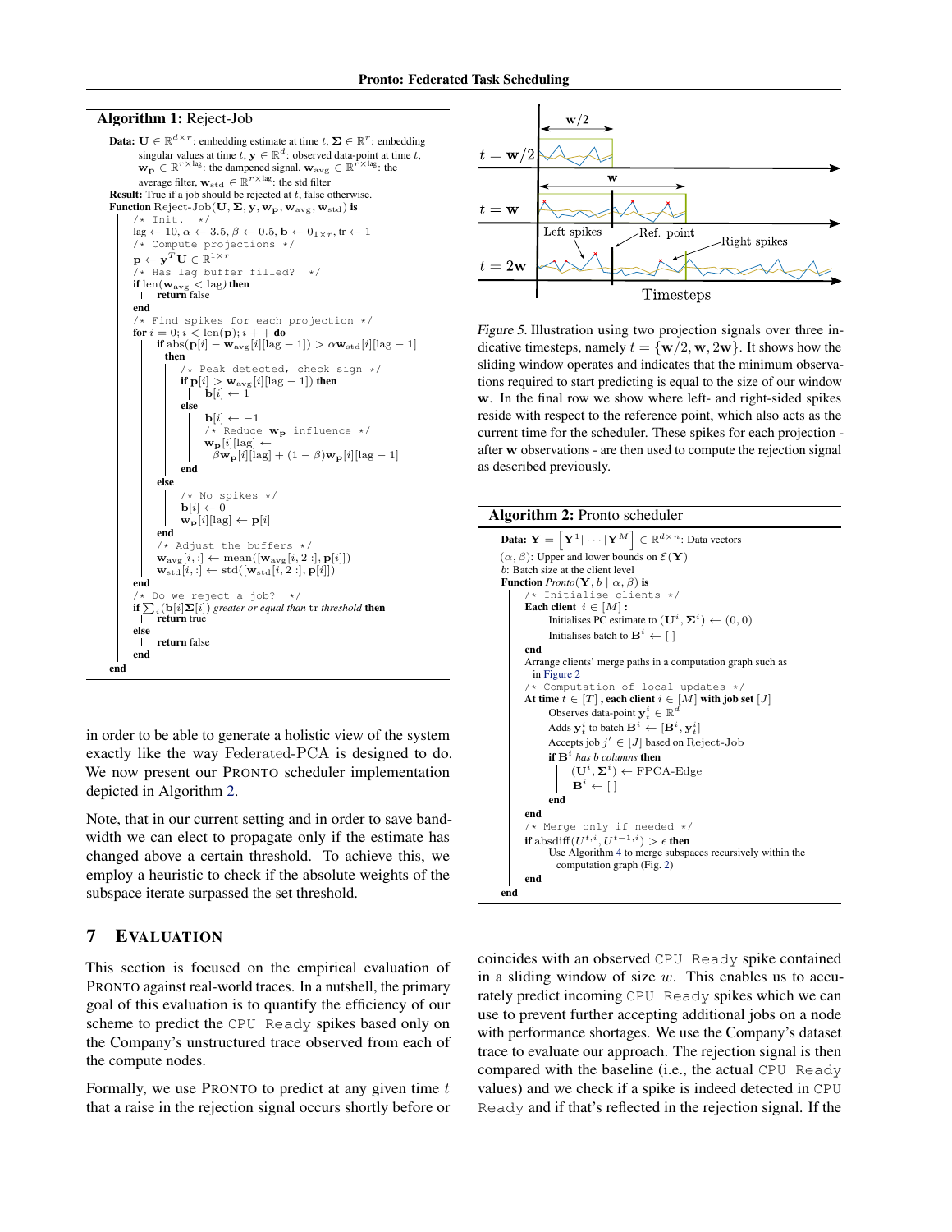**Algorithm 1:** Reject-Job

```
Data: U ∈ ℝ^{d×r}: embedding estimate at time t, Σ ∈ ℝ^r: embedding
      singular values at time t, y ∈ ℝ^d: observed data-point at time t,
      w_p ∈ ℝ^{r×lag}: the dampened signal, w_avg ∈ ℝ^{r×lag}: the
      average filter, w_std ∈ ℝ^{r×lag}: the std filter
Result: True if a job should be rejected at t, false otherwise.
Function Reject-Job(U, Σ, y, w_p, w_avg, w_std) is
    /* Init. */
    lag ← 10, α ← 3.5, β ← 0.5, b ← 0_{1×r}, tr ← 1
    /* Compute projections */
    p ← y^T U ∈ ℝ^{1×r}
    /* Has lag buffer filled? */
    if len(w_avg < lag) then
        return false
    end
    /* Find spikes for each projection */
    for i = 0; i < len(p); i++ do
        if abs(p[i] − w_avg[i][lag − 1]) > α w_std[i][lag − 1]
        then
            /* Peak detected, check sign */
            if p[i] > w_avg[i][lag − 1]) then
                b[i] ← 1
            else
                b[i] ← −1
                /* Reduce w_p influence */
                w_p[i][lag] ←
                  β w_p[i][lag] + (1 − β) w_p[i][lag − 1]
            end
        else
            /* No spikes */
            b[i] ← 0
            w_p[i][lag] ← p[i]
        end
        /* Adjust the buffers */
        w_avg[i, :] ← mean([w_avg[i, 2 :], p[i]])
        w_std[i, :] ← std([w_std[i, 2 :], p[i]])
    end
    /* Do we reject a job? */
    if Σ_i (b[i]Σ[i]) greater or equal than tr threshold then
        return true
    else
        return false
    end
end
```

Figure 5. Illustration using two projection signals over three indicative timesteps, namely $t = \{\mathbf{w}/2, \mathbf{w}, 2\mathbf{w}\}$. It shows how the sliding window operates and indicates that the minimum observations required to start predicting is equal to the size of our window $\mathbf{w}$. In the final row we show where left- and right-sided spikes reside with respect to the reference point, which also acts as the current time for the scheduler. These spikes for each projection - after $\mathbf{w}$ observations - are then used to compute the rejection signal as described previously.

**Algorithm 2:** Pronto scheduler

```
Data: Y = [Y^1 | ··· | Y^M] ∈ ℝ^{d×n}: Data vectors
(α, β): Upper and lower bounds on E(Y)
b: Batch size at the client level
Function Pronto(Y, b | α, β) is
    /* Initialise clients */
    Each client i ∈ [M] :
        Initialises PC estimate to (U^i, Σ^i) ← (0, 0)
        Initialises batch to B^i ← [ ]
    end
    Arrange clients' merge paths in a computation graph such as
      in Figure 2
    /* Computation of local updates */
    At time t ∈ [T] , each client i ∈ [M] with job set [J]
        Observes data-point y_t^i ∈ ℝ^d
        Adds y_t^i to batch B^i ← [B^i, y_t^i]
        Accepts job j' ∈ [J] based on Reject-Job
        if B^i has b columns then
            (U^i, Σ^i) ← FPCA-Edge
            B^i ← [ ]
        end
    end
    /* Merge only if needed */
    if absdiff(U^{t,i}, U^{t−1,i}) > ε then
        Use Algorithm 4 to merge subspaces recursively within the
          computation graph (Fig. 2)
    end
end
```

in order to be able to generate a holistic view of the system exactly like the way Federated-PCA is designed to do. We now present our PRONTO scheduler implementation depicted in Algorithm 2.

Note, that in our current setting and in order to save bandwidth we can elect to propagate only if the estimate has changed above a certain threshold. To achieve this, we employ a heuristic to check if the absolute weights of the subspace iterate surpassed the set threshold.

## 7 EVALUATION

This section is focused on the empirical evaluation of PRONTO against real-world traces. In a nutshell, the primary goal of this evaluation is to quantify the efficiency of our scheme to predict the `CPU Ready` spikes based only on the Company's unstructured trace observed from each of the compute nodes.

Formally, we use PRONTO to predict at any given time $t$ that a raise in the rejection signal occurs shortly before or coincides with an observed `CPU Ready` spike contained in a sliding window of size $w$. This enables us to accurately predict incoming `CPU Ready` spikes which we can use to prevent further accepting additional jobs on a node with performance shortages. We use the Company's dataset trace to evaluate our approach. The rejection signal is then compared with the baseline (i.e., the actual `CPU Ready` values) and we check if a spike is indeed detected in `CPU Ready` and if that's reflected in the rejection signal. If the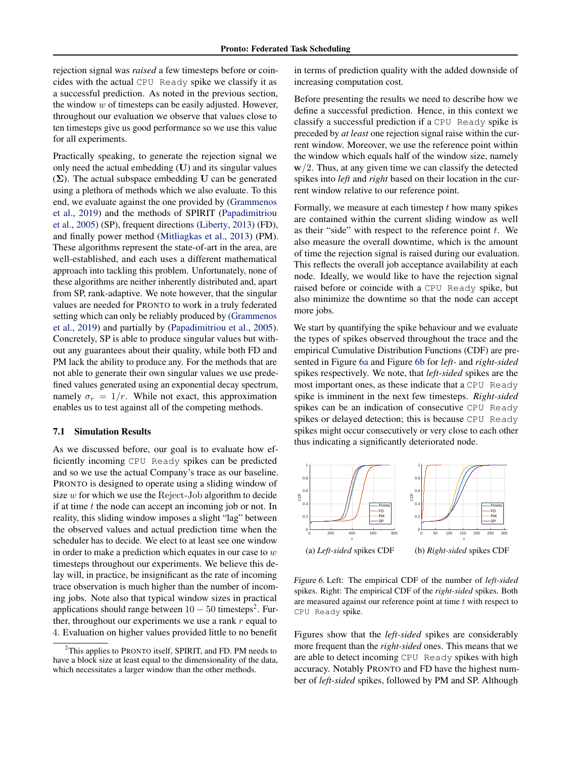rejection signal was *raised* a few timesteps before or coincides with the actual `CPU Ready` spike we classify it as a successful prediction. As noted in the previous section, the window $w$ of timesteps can be easily adjusted. However, throughout our evaluation we observe that values close to ten timesteps give us good performance so we use this value for all experiments.

Practically speaking, to generate the rejection signal we only need the actual embedding ($\mathbf{U}$) and its singular values ($\mathbf{\Sigma}$). The actual subspace embedding $\mathbf{U}$ can be generated using a plethora of methods which we also evaluate. To this end, we evaluate against the one provided by (Grammenos et al., 2019) and the methods of SPIRIT (Papadimitriou et al., 2005) (SP), frequent directions (Liberty, 2013) (FD), and finally power method (Mitliagkas et al., 2013) (PM). These algorithms represent the state-of-art in the area, are well-established, and each uses a different mathematical approach into tackling this problem. Unfortunately, none of these algorithms are neither inherently distributed and, apart from SP, rank-adaptive. We note however, that the singular values are needed for PRONTO to work in a truly federated setting which can only be reliably produced by (Grammenos et al., 2019) and partially by (Papadimitriou et al., 2005). Concretely, SP is able to produce singular values but without any guarantees about their quality, while both FD and PM lack the ability to produce any. For the methods that are not able to generate their own singular values we use predefined values generated using an exponential decay spectrum, namely $\sigma_r = 1/r$. While not exact, this approximation enables us to test against all of the competing methods.

### 7.1 Simulation Results

As we discussed before, our goal is to evaluate how efficiently incoming `CPU Ready` spikes can be predicted and so we use the actual Company's trace as our baseline. PRONTO is designed to operate using a sliding window of size $w$ for which we use the $\mathrm{Reject\text{-}Job}$ algorithm to decide if at time $t$ the node can accept an incoming job or not. In reality, this sliding window imposes a slight "lag" between the observed values and actual prediction time when the scheduler has to decide. We elect to at least see one window in order to make a prediction which equates in our case to $w$ timesteps throughout our experiments. We believe this delay will, in practice, be insignificant as the rate of incoming trace observation is much higher than the number of incoming jobs. Note also that typical window sizes in practical applications should range between $10 - 50$ timesteps[2]. Further, throughout our experiments we use a rank $r$ equal to 4. Evaluation on higher values provided little to no benefit in terms of prediction quality with the added downside of increasing computation cost.

[2] This applies to PRONTO itself, SPIRIT, and FD. PM needs to have a block size at least equal to the dimensionality of the data, which necessitates a larger window than the other methods.

Before presenting the results we need to describe how we define a successful prediction. Hence, in this context we classify a successful prediction if a `CPU Ready` spike is preceded by *at least* one rejection signal raise within the current window. Moreover, we use the reference point within the window which equals half of the window size, namely $\mathbf{w}/2$. Thus, at any given time we can classify the detected spikes into *left* and *right* based on their location in the current window relative to our reference point.

Formally, we measure at each timestep $t$ how many spikes are contained within the current sliding window as well as their "side" with respect to the reference point $t$. We also measure the overall downtime, which is the amount of time the rejection signal is raised during our evaluation. This reflects the overall job acceptance availability at each node. Ideally, we would like to have the rejection signal raised before or coincide with a `CPU Ready` spike, but also minimize the downtime so that the node can accept more jobs.

We start by quantifying the spike behaviour and we evaluate the types of spikes observed throughout the trace and the empirical Cumulative Distribution Functions (CDF) are presented in Figure 6a and Figure 6b for *left-* and *right-sided* spikes respectively. We note, that *left-sided* spikes are the most important ones, as these indicate that a `CPU Ready` spike is imminent in the next few timesteps. *Right-sided* spikes can be an indication of consecutive `CPU Ready` spikes or delayed detection; this is because `CPU Ready` spikes might occur consecutively or very close to each other thus indicating a significantly deteriorated node.

(a) *Left-sided* spikes CDF

(b) *Right-sided* spikes CDF

*Figure 6.* Left: The empirical CDF of the number of *left-sided* spikes. Right: The empirical CDF of the *right-sided* spikes. Both are measured against our reference point at time $t$ with respect to `CPU Ready` spike.

Figures show that the *left-sided* spikes are considerably more frequent than the *right-sided* ones. This means that we are able to detect incoming `CPU Ready` spikes with high accuracy. Notably PRONTO and FD have the highest number of *left-sided* spikes, followed by PM and SP. Although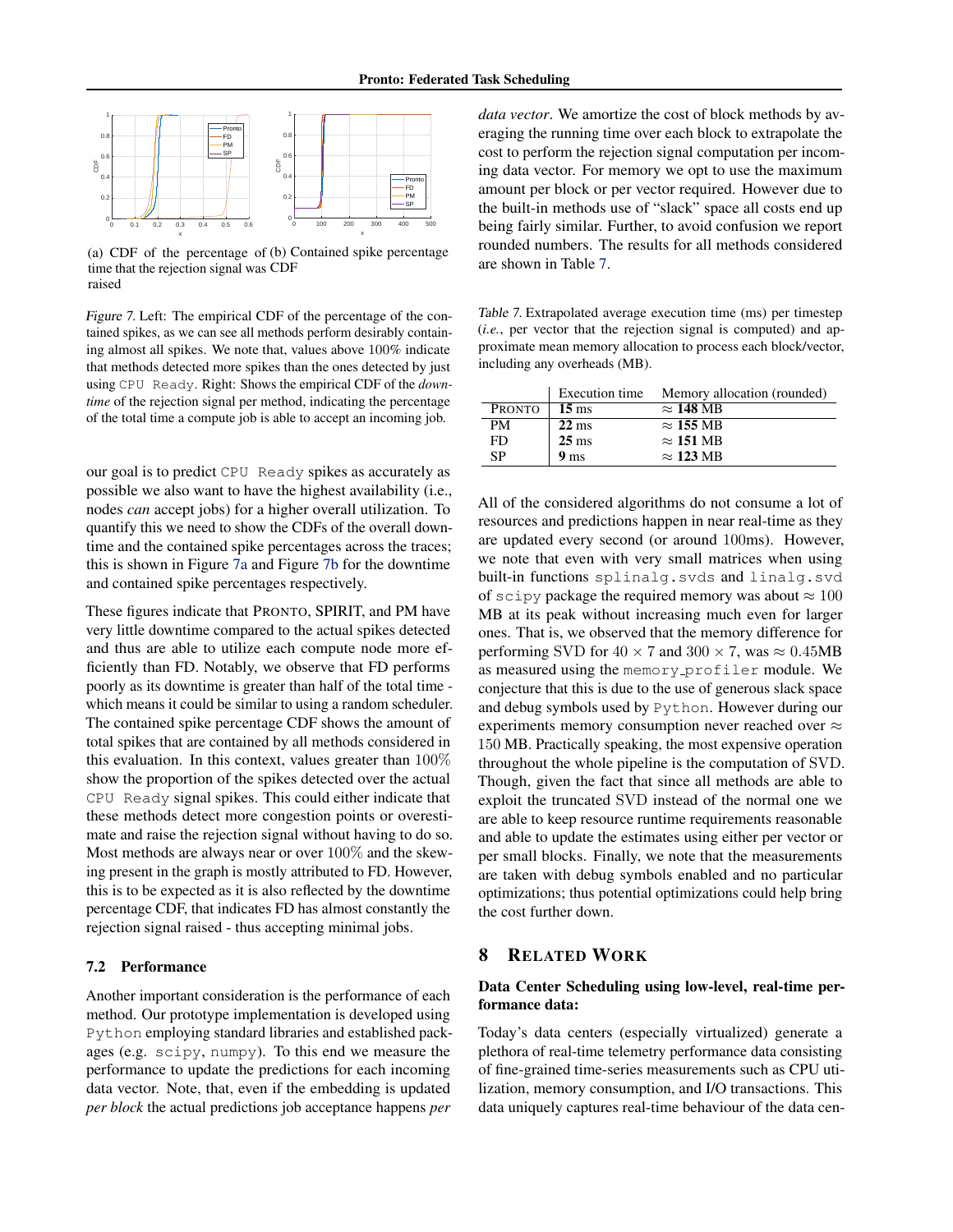(a) CDF of the percentage of time that the rejection signal was raised

(b) Contained spike percentage CDF

*Figure 7.* Left: The empirical CDF of the percentage of the contained spikes, as we can see all methods perform desirably containing almost all spikes. We note that, values above 100% indicate that methods detected more spikes than the ones detected by just using `CPU Ready`. Right: Shows the empirical CDF of the *downtime* of the rejection signal per method, indicating the percentage of the total time a compute job is able to accept an incoming job.

our goal is to predict `CPU Ready` spikes as accurately as possible we also want to have the highest availability (i.e., nodes *can* accept jobs) for a higher overall utilization. To quantify this we need to show the CDFs of the overall downtime and the contained spike percentages across the traces; this is shown in Figure 7a and Figure 7b for the downtime and contained spike percentages respectively.

These figures indicate that PRONTO, SPIRIT, and PM have very little downtime compared to the actual spikes detected and thus are able to utilize each compute node more efficiently than FD. Notably, we observe that FD performs poorly as its downtime is greater than half of the total time - which means it could be similar to using a random scheduler. The contained spike percentage CDF shows the amount of total spikes that are contained by all methods considered in this evaluation. In this context, values greater than 100% show the proportion of the spikes detected over the actual `CPU Ready` signal spikes. This could either indicate that these methods detect more congestion points or overestimate and raise the rejection signal without having to do so. Most methods are always near or over 100% and the skewing present in the graph is mostly attributed to FD. However, this is to be expected as it is also reflected by the downtime percentage CDF, that indicates FD has almost constantly the rejection signal raised - thus accepting minimal jobs.

### 7.2 Performance

Another important consideration is the performance of each method. Our prototype implementation is developed using `Python` employing standard libraries and established packages (e.g. `scipy`, `numpy`). To this end we measure the performance to update the predictions for each incoming data vector. Note, that, even if the embedding is updated *per block* the actual predictions job acceptance happens *per data vector*. We amortize the cost of block methods by averaging the running time over each block to extrapolate the cost to perform the rejection signal computation per incoming data vector. For memory we opt to use the maximum amount per block or per vector required. However due to the built-in methods use of "slack" space all costs end up being fairly similar. Further, to avoid confusion we report rounded numbers. The results for all methods considered are shown in Table 7.

*Table 7.* Extrapolated average execution time (ms) per timestep (*i.e.*, per vector that the rejection signal is computed) and approximate mean memory allocation to process each block/vector, including any overheads (MB).

| | Execution time | Memory allocation (rounded) |
|---|---|---|
| PRONTO | **15** ms | ≈ **148** MB |
| PM | **22** ms | ≈ **155** MB |
| FD | **25** ms | ≈ **151** MB |
| SP | **9** ms | ≈ **123** MB |

All of the considered algorithms do not consume a lot of resources and predictions happen in near real-time as they are updated every second (or around 100ms). However, we note that even with very small matrices when using built-in functions `splinalg.svds` and `linalg.svd` of `scipy` package the required memory was about ≈ 100 MB at its peak without increasing much even for larger ones. That is, we observed that the memory difference for performing SVD for $40 \times 7$ and $300 \times 7$, was $\approx 0.45$MB as measured using the `memory_profiler` module. We conjecture that this is due to the use of generous slack space and debug symbols used by `Python`. However during our experiments memory consumption never reached over ≈ 150 MB. Practically speaking, the most expensive operation throughout the whole pipeline is the computation of SVD. Though, given the fact that since all methods are able to exploit the truncated SVD instead of the normal one we are able to keep resource runtime requirements reasonable and able to update the estimates using either per vector or per small blocks. Finally, we note that the measurements are taken with debug symbols enabled and no particular optimizations; thus potential optimizations could help bring the cost further down.

## 8 RELATED WORK

**Data Center Scheduling using low-level, real-time performance data:**

Today's data centers (especially virtualized) generate a plethora of real-time telemetry performance data consisting of fine-grained time-series measurements such as CPU utilization, memory consumption, and I/O transactions. This data uniquely captures real-time behaviour of the data cen-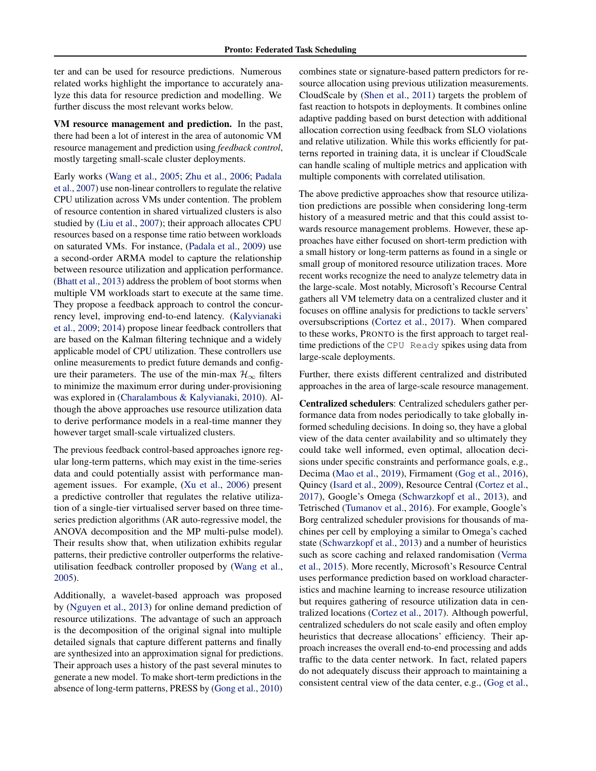ter and can be used for resource predictions. Numerous related works highlight the importance to accurately analyze this data for resource prediction and modelling. We further discuss the most relevant works below.

**VM resource management and prediction.** In the past, there had been a lot of interest in the area of autonomic VM resource management and prediction using *feedback control*, mostly targeting small-scale cluster deployments.

Early works (Wang et al., 2005; Zhu et al., 2006; Padala et al., 2007) use non-linear controllers to regulate the relative CPU utilization across VMs under contention. The problem of resource contention in shared virtualized clusters is also studied by (Liu et al., 2007); their approach allocates CPU resources based on a response time ratio between workloads on saturated VMs. For instance, (Padala et al., 2009) use a second-order ARMA model to capture the relationship between resource utilization and application performance. (Bhatt et al., 2013) address the problem of boot storms when multiple VM workloads start to execute at the same time. They propose a feedback approach to control the concurrency level, improving end-to-end latency. (Kalyvianaki et al., 2009; 2014) propose linear feedback controllers that are based on the Kalman filtering technique and a widely applicable model of CPU utilization. These controllers use online measurements to predict future demands and configure their parameters. The use of the min-max $\mathcal{H}_\infty$ filters to minimize the maximum error during under-provisioning was explored in (Charalambous & Kalyvianaki, 2010). Although the above approaches use resource utilization data to derive performance models in a real-time manner they however target small-scale virtualized clusters.

The previous feedback control-based approaches ignore regular long-term patterns, which may exist in the time-series data and could potentially assist with performance management issues. For example, (Xu et al., 2006) present a predictive controller that regulates the relative utilization of a single-tier virtualised server based on three time-series prediction algorithms (AR auto-regressive model, the ANOVA decomposition and the MP multi-pulse model). Their results show that, when utilization exhibits regular patterns, their predictive controller outperforms the relative-utilisation feedback controller proposed by (Wang et al., 2005).

Additionally, a wavelet-based approach was proposed by (Nguyen et al., 2013) for online demand prediction of resource utilizations. The advantage of such an approach is the decomposition of the original signal into multiple detailed signals that capture different patterns and finally are synthesized into an approximation signal for predictions. Their approach uses a history of the past several minutes to generate a new model. To make short-term predictions in the absence of long-term patterns, PRESS by (Gong et al., 2010) combines state or signature-based pattern predictors for resource allocation using previous utilization measurements. CloudScale by (Shen et al., 2011) targets the problem of fast reaction to hotspots in deployments. It combines online adaptive padding based on burst detection with additional allocation correction using feedback from SLO violations and relative utilization. While this works efficiently for patterns reported in training data, it is unclear if CloudScale can handle scaling of multiple metrics and application with multiple components with correlated utilisation.

The above predictive approaches show that resource utilization predictions are possible when considering long-term history of a measured metric and that this could assist towards resource management problems. However, these approaches have either focused on short-term prediction with a small history or long-term patterns as found in a single or small group of monitored resource utilization traces. More recent works recognize the need to analyze telemetry data in the large-scale. Most notably, Microsoft's Recourse Central gathers all VM telemetry data on a centralized cluster and it focuses on offline analysis for predictions to tackle servers' oversubscriptions (Cortez et al., 2017). When compared to these works, PRONTO is the first approach to target real-time predictions of the `CPU Ready` spikes using data from large-scale deployments.

Further, there exists different centralized and distributed approaches in the area of large-scale resource management.

**Centralized schedulers**: Centralized schedulers gather performance data from nodes periodically to take globally informed scheduling decisions. In doing so, they have a global view of the data center availability and so ultimately they could take well informed, even optimal, allocation decisions under specific constraints and performance goals, e.g., Decima (Mao et al., 2019), Firmament (Gog et al., 2016), Quincy (Isard et al., 2009), Resource Central (Cortez et al., 2017), Google's Omega (Schwarzkopf et al., 2013), and Tetrisched (Tumanov et al., 2016). For example, Google's Borg centralized scheduler provisions for thousands of machines per cell by employing a similar to Omega's cached state (Schwarzkopf et al., 2013) and a number of heuristics such as score caching and relaxed randomisation (Verma et al., 2015). More recently, Microsoft's Resource Central uses performance prediction based on workload characteristics and machine learning to increase resource utilization but requires gathering of resource utilization data in centralized locations (Cortez et al., 2017). Although powerful, centralized schedulers do not scale easily and often employ heuristics that decrease allocations' efficiency. Their approach increases the overall end-to-end processing and adds traffic to the data center network. In fact, related papers do not adequately discuss their approach to maintaining a consistent central view of the data center, e.g., (Gog et al.,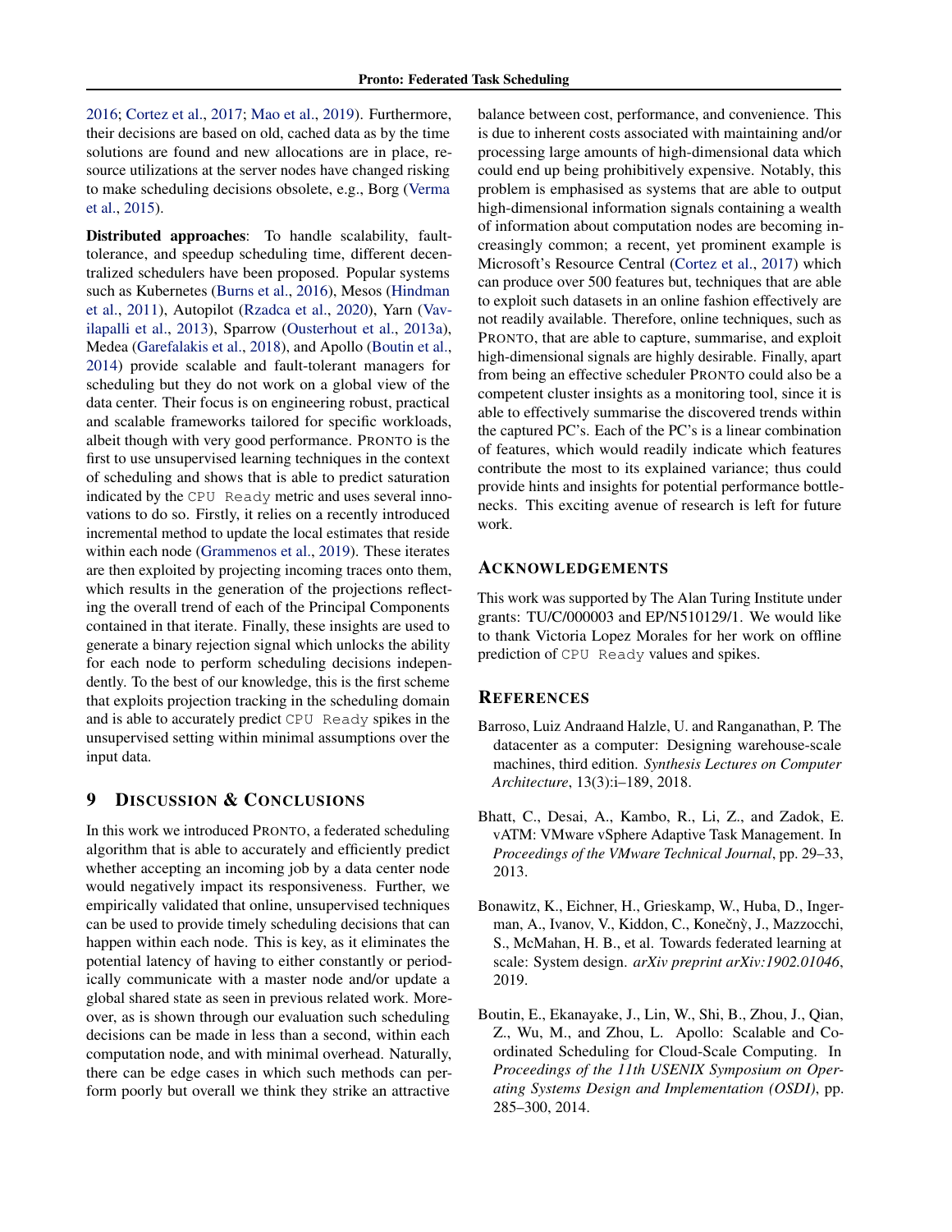2016; Cortez et al., 2017; Mao et al., 2019). Furthermore, their decisions are based on old, cached data as by the time solutions are found and new allocations are in place, resource utilizations at the server nodes have changed risking to make scheduling decisions obsolete, e.g., Borg (Verma et al., 2015).

**Distributed approaches**: To handle scalability, fault-tolerance, and speedup scheduling time, different decentralized schedulers have been proposed. Popular systems such as Kubernetes (Burns et al., 2016), Mesos (Hindman et al., 2011), Autopilot (Rzadca et al., 2020), Yarn (Vavilapalli et al., 2013), Sparrow (Ousterhout et al., 2013a), Medea (Garefalakis et al., 2018), and Apollo (Boutin et al., 2014) provide scalable and fault-tolerant managers for scheduling but they do not work on a global view of the data center. Their focus is on engineering robust, practical and scalable frameworks tailored for specific workloads, albeit though with very good performance. PRONTO is the first to use unsupervised learning techniques in the context of scheduling and shows that is able to predict saturation indicated by the `CPU Ready` metric and uses several innovations to do so. Firstly, it relies on a recently introduced incremental method to update the local estimates that reside within each node (Grammenos et al., 2019). These iterates are then exploited by projecting incoming traces onto them, which results in the generation of the projections reflecting the overall trend of each of the Principal Components contained in that iterate. Finally, these insights are used to generate a binary rejection signal which unlocks the ability for each node to perform scheduling decisions independently. To the best of our knowledge, this is the first scheme that exploits projection tracking in the scheduling domain and is able to accurately predict `CPU Ready` spikes in the unsupervised setting within minimal assumptions over the input data.

## 9 DISCUSSION & CONCLUSIONS

In this work we introduced PRONTO, a federated scheduling algorithm that is able to accurately and efficiently predict whether accepting an incoming job by a data center node would negatively impact its responsiveness. Further, we empirically validated that online, unsupervised techniques can be used to provide timely scheduling decisions that can happen within each node. This is key, as it eliminates the potential latency of having to either constantly or periodically communicate with a master node and/or update a global shared state as seen in previous related work. Moreover, as is shown through our evaluation such scheduling decisions can be made in less than a second, within each computation node, and with minimal overhead. Naturally, there can be edge cases in which such methods can perform poorly but overall we think they strike an attractive balance between cost, performance, and convenience. This is due to inherent costs associated with maintaining and/or processing large amounts of high-dimensional data which could end up being prohibitively expensive. Notably, this problem is emphasised as systems that are able to output high-dimensional information signals containing a wealth of information about computation nodes are becoming increasingly common; a recent, yet prominent example is Microsoft's Resource Central (Cortez et al., 2017) which can produce over 500 features but, techniques that are able to exploit such datasets in an online fashion effectively are not readily available. Therefore, online techniques, such as PRONTO, that are able to capture, summarise, and exploit high-dimensional signals are highly desirable. Finally, apart from being an effective scheduler PRONTO could also be a competent cluster insights as a monitoring tool, since it is able to effectively summarise the discovered trends within the captured PC's. Each of the PC's is a linear combination of features, which would readily indicate which features contribute the most to its explained variance; thus could provide hints and insights for potential performance bottlenecks. This exciting avenue of research is left for future work.

## ACKNOWLEDGEMENTS

This work was supported by The Alan Turing Institute under grants: TU/C/000003 and EP/N510129/1. We would like to thank Victoria Lopez Morales for her work on offline prediction of `CPU Ready` values and spikes.

## REFERENCES

Barroso, Luiz Andraand Halzle, U. and Ranganathan, P. The datacenter as a computer: Designing warehouse-scale machines, third edition. *Synthesis Lectures on Computer Architecture*, 13(3):i–189, 2018.

Bhatt, C., Desai, A., Kambo, R., Li, Z., and Zadok, E. vATM: VMware vSphere Adaptive Task Management. In *Proceedings of the VMware Technical Journal*, pp. 29–33, 2013.

Bonawitz, K., Eichner, H., Grieskamp, W., Huba, D., Ingerman, A., Ivanov, V., Kiddon, C., Konečnỳ, J., Mazzocchi, S., McMahan, H. B., et al. Towards federated learning at scale: System design. *arXiv preprint arXiv:1902.01046*, 2019.

Boutin, E., Ekanayake, J., Lin, W., Shi, B., Zhou, J., Qian, Z., Wu, M., and Zhou, L. Apollo: Scalable and Coordinated Scheduling for Cloud-Scale Computing. In *Proceedings of the 11th USENIX Symposium on Operating Systems Design and Implementation (OSDI)*, pp. 285–300, 2014.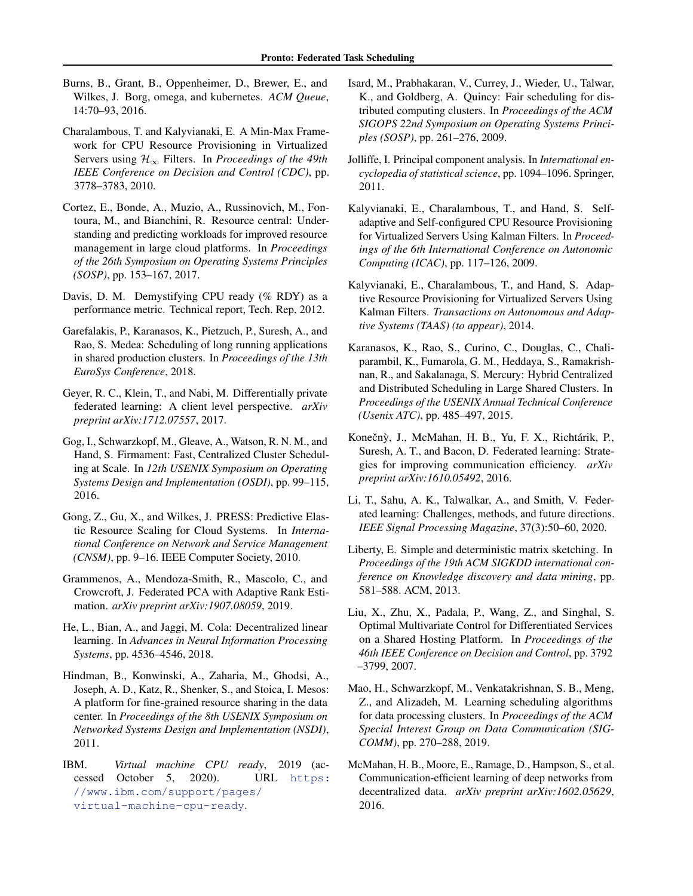Burns, B., Grant, B., Oppenheimer, D., Brewer, E., and Wilkes, J. Borg, omega, and kubernetes. *ACM Queue*, 14:70–93, 2016.

Charalambous, T. and Kalyvianaki, E. A Min-Max Framework for CPU Resource Provisioning in Virtualized Servers using $\mathcal{H}_\infty$ Filters. In *Proceedings of the 49th IEEE Conference on Decision and Control (CDC)*, pp. 3778–3783, 2010.

Cortez, E., Bonde, A., Muzio, A., Russinovich, M., Fontoura, M., and Bianchini, R. Resource central: Understanding and predicting workloads for improved resource management in large cloud platforms. In *Proceedings of the 26th Symposium on Operating Systems Principles (SOSP)*, pp. 153–167, 2017.

Davis, D. M. Demystifying CPU ready (% RDY) as a performance metric. Technical report, Tech. Rep, 2012.

Garefalakis, P., Karanasos, K., Pietzuch, P., Suresh, A., and Rao, S. Medea: Scheduling of long running applications in shared production clusters. In *Proceedings of the 13th EuroSys Conference*, 2018.

Geyer, R. C., Klein, T., and Nabi, M. Differentially private federated learning: A client level perspective. *arXiv preprint arXiv:1712.07557*, 2017.

Gog, I., Schwarzkopf, M., Gleave, A., Watson, R. N. M., and Hand, S. Firmament: Fast, Centralized Cluster Scheduling at Scale. In *12th USENIX Symposium on Operating Systems Design and Implementation (OSDI)*, pp. 99–115, 2016.

Gong, Z., Gu, X., and Wilkes, J. PRESS: Predictive Elastic Resource Scaling for Cloud Systems. In *International Conference on Network and Service Management (CNSM)*, pp. 9–16. IEEE Computer Society, 2010.

Grammenos, A., Mendoza-Smith, R., Mascolo, C., and Crowcroft, J. Federated PCA with Adaptive Rank Estimation. *arXiv preprint arXiv:1907.08059*, 2019.

He, L., Bian, A., and Jaggi, M. Cola: Decentralized linear learning. In *Advances in Neural Information Processing Systems*, pp. 4536–4546, 2018.

Hindman, B., Konwinski, A., Zaharia, M., Ghodsi, A., Joseph, A. D., Katz, R., Shenker, S., and Stoica, I. Mesos: A platform for fine-grained resource sharing in the data center. In *Proceedings of the 8th USENIX Symposium on Networked Systems Design and Implementation (NSDI)*, 2011.

IBM. *Virtual machine CPU ready*, 2019 (accessed October 5, 2020). URL https://www.ibm.com/support/pages/virtual-machine-cpu-ready.

Isard, M., Prabhakaran, V., Currey, J., Wieder, U., Talwar, K., and Goldberg, A. Quincy: Fair scheduling for distributed computing clusters. In *Proceedings of the ACM SIGOPS 22nd Symposium on Operating Systems Principles (SOSP)*, pp. 261–276, 2009.

Jolliffe, I. Principal component analysis. In *International encyclopedia of statistical science*, pp. 1094–1096. Springer, 2011.

Kalyvianaki, E., Charalambous, T., and Hand, S. Self-adaptive and Self-configured CPU Resource Provisioning for Virtualized Servers Using Kalman Filters. In *Proceedings of the 6th International Conference on Autonomic Computing (ICAC)*, pp. 117–126, 2009.

Kalyvianaki, E., Charalambous, T., and Hand, S. Adaptive Resource Provisioning for Virtualized Servers Using Kalman Filters. *Transactions on Autonomous and Adaptive Systems (TAAS) (to appear)*, 2014.

Karanasos, K., Rao, S., Curino, C., Douglas, C., Chaliparambil, K., Fumarola, G. M., Heddaya, S., Ramakrishnan, R., and Sakalanaga, S. Mercury: Hybrid Centralized and Distributed Scheduling in Large Shared Clusters. In *Proceedings of the USENIX Annual Technical Conference (Usenix ATC)*, pp. 485–497, 2015.

Konečnỳ, J., McMahan, H. B., Yu, F. X., Richtárik, P., Suresh, A. T., and Bacon, D. Federated learning: Strategies for improving communication efficiency. *arXiv preprint arXiv:1610.05492*, 2016.

Li, T., Sahu, A. K., Talwalkar, A., and Smith, V. Federated learning: Challenges, methods, and future directions. *IEEE Signal Processing Magazine*, 37(3):50–60, 2020.

Liberty, E. Simple and deterministic matrix sketching. In *Proceedings of the 19th ACM SIGKDD international conference on Knowledge discovery and data mining*, pp. 581–588. ACM, 2013.

Liu, X., Zhu, X., Padala, P., Wang, Z., and Singhal, S. Optimal Multivariate Control for Differentiated Services on a Shared Hosting Platform. In *Proceedings of the 46th IEEE Conference on Decision and Control*, pp. 3792 –3799, 2007.

Mao, H., Schwarzkopf, M., Venkatakrishnan, S. B., Meng, Z., and Alizadeh, M. Learning scheduling algorithms for data processing clusters. In *Proceedings of the ACM Special Interest Group on Data Communication (SIGCOMM)*, pp. 270–288, 2019.

McMahan, H. B., Moore, E., Ramage, D., Hampson, S., et al. Communication-efficient learning of deep networks from decentralized data. *arXiv preprint arXiv:1602.05629*, 2016.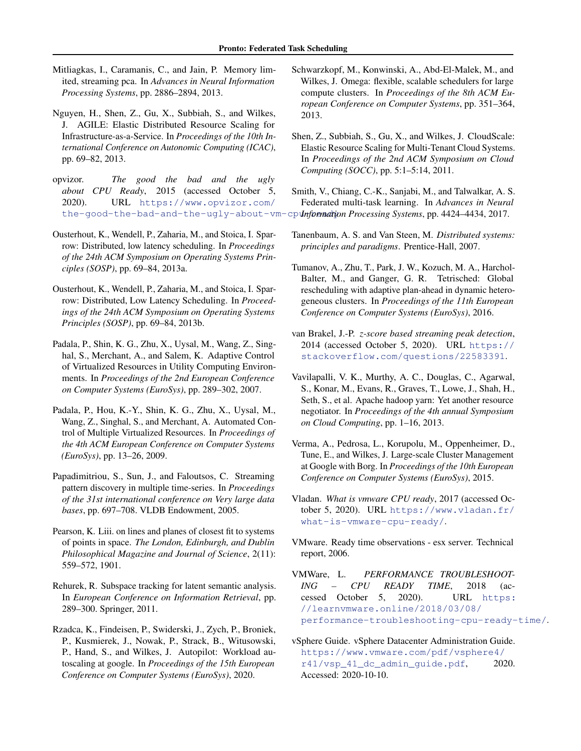Mitliagkas, I., Caramanis, C., and Jain, P. Memory limited, streaming pca. In *Advances in Neural Information Processing Systems*, pp. 2886–2894, 2013.

Nguyen, H., Shen, Z., Gu, X., Subbiah, S., and Wilkes, J. AGILE: Elastic Distributed Resource Scaling for Infrastructure-as-a-Service. In *Proceedings of the 10th International Conference on Autonomic Computing (ICAC)*, pp. 69–82, 2013.

opvizor. *The good the bad and the ugly about CPU Ready*, 2015 (accessed October 5, 2020). URL https://www.opvizor.com/the-good-the-bad-and-the-ugly-about-vm-cpu-ready/.

Ousterhout, K., Wendell, P., Zaharia, M., and Stoica, I. Sparrow: Distributed, low latency scheduling. In *Proceedings of the 24th ACM Symposium on Operating Systems Principles (SOSP)*, pp. 69–84, 2013a.

Ousterhout, K., Wendell, P., Zaharia, M., and Stoica, I. Sparrow: Distributed, Low Latency Scheduling. In *Proceedings of the 24th ACM Symposium on Operating Systems Principles (SOSP)*, pp. 69–84, 2013b.

Padala, P., Shin, K. G., Zhu, X., Uysal, M., Wang, Z., Singhal, S., Merchant, A., and Salem, K. Adaptive Control of Virtualized Resources in Utility Computing Environments. In *Proceedings of the 2nd European Conference on Computer Systems (EuroSys)*, pp. 289–302, 2007.

Padala, P., Hou, K.-Y., Shin, K. G., Zhu, X., Uysal, M., Wang, Z., Singhal, S., and Merchant, A. Automated Control of Multiple Virtualized Resources. In *Proceedings of the 4th ACM European Conference on Computer Systems (EuroSys)*, pp. 13–26, 2009.

Papadimitriou, S., Sun, J., and Faloutsos, C. Streaming pattern discovery in multiple time-series. In *Proceedings of the 31st international conference on Very large data bases*, pp. 697–708. VLDB Endowment, 2005.

Pearson, K. Liii. on lines and planes of closest fit to systems of points in space. *The London, Edinburgh, and Dublin Philosophical Magazine and Journal of Science*, 2(11): 559–572, 1901.

Rehurek, R. Subspace tracking for latent semantic analysis. In *European Conference on Information Retrieval*, pp. 289–300. Springer, 2011.

Rzadca, K., Findeisen, P., Swiderski, J., Zych, P., Broniek, P., Kusmierek, J., Nowak, P., Strack, B., Witusowski, P., Hand, S., and Wilkes, J. Autopilot: Workload autoscaling at google. In *Proceedings of the 15th European Conference on Computer Systems (EuroSys)*, 2020.

Schwarzkopf, M., Konwinski, A., Abd-El-Malek, M., and Wilkes, J. Omega: flexible, scalable schedulers for large compute clusters. In *Proceedings of the 8th ACM European Conference on Computer Systems*, pp. 351–364, 2013.

Shen, Z., Subbiah, S., Gu, X., and Wilkes, J. CloudScale: Elastic Resource Scaling for Multi-Tenant Cloud Systems. In *Proceedings of the 2nd ACM Symposium on Cloud Computing (SOCC)*, pp. 5:1–5:14, 2011.

Smith, V., Chiang, C.-K., Sanjabi, M., and Talwalkar, A. S. Federated multi-task learning. In *Advances in Neural Information Processing Systems*, pp. 4424–4434, 2017.

Tanenbaum, A. S. and Van Steen, M. *Distributed systems: principles and paradigms*. Prentice-Hall, 2007.

Tumanov, A., Zhu, T., Park, J. W., Kozuch, M. A., Harchol-Balter, M., and Ganger, G. R. Tetrisched: Global rescheduling with adaptive plan-ahead in dynamic heterogeneous clusters. In *Proceedings of the 11th European Conference on Computer Systems (EuroSys)*, 2016.

van Brakel, J.-P. *z-score based streaming peak detection*, 2014 (accessed October 5, 2020). URL https://stackoverflow.com/questions/22583391.

Vavilapalli, V. K., Murthy, A. C., Douglas, C., Agarwal, S., Konar, M., Evans, R., Graves, T., Lowe, J., Shah, H., Seth, S., et al. Apache hadoop yarn: Yet another resource negotiator. In *Proceedings of the 4th annual Symposium on Cloud Computing*, pp. 1–16, 2013.

Verma, A., Pedrosa, L., Korupolu, M., Oppenheimer, D., Tune, E., and Wilkes, J. Large-scale Cluster Management at Google with Borg. In *Proceedings of the 10th European Conference on Computer Systems (EuroSys)*, 2015.

Vladan. *What is vmware CPU ready*, 2017 (accessed October 5, 2020). URL https://www.vladan.fr/what-is-vmware-cpu-ready/.

VMware. Ready time observations - esx server. Technical report, 2006.

VMWare, L. *PERFORMANCE TROUBLESHOOTING – CPU READY TIME*, 2018 (accessed October 5, 2020). URL https://learnvmware.online/2018/03/08/performance-troubleshooting-cpu-ready-time/.

vSphere Guide. vSphere Datacenter Administration Guide. https://www.vmware.com/pdf/vsphere4/r41/vsp_41_dc_admin_guide.pdf, 2020. Accessed: 2020-10-10.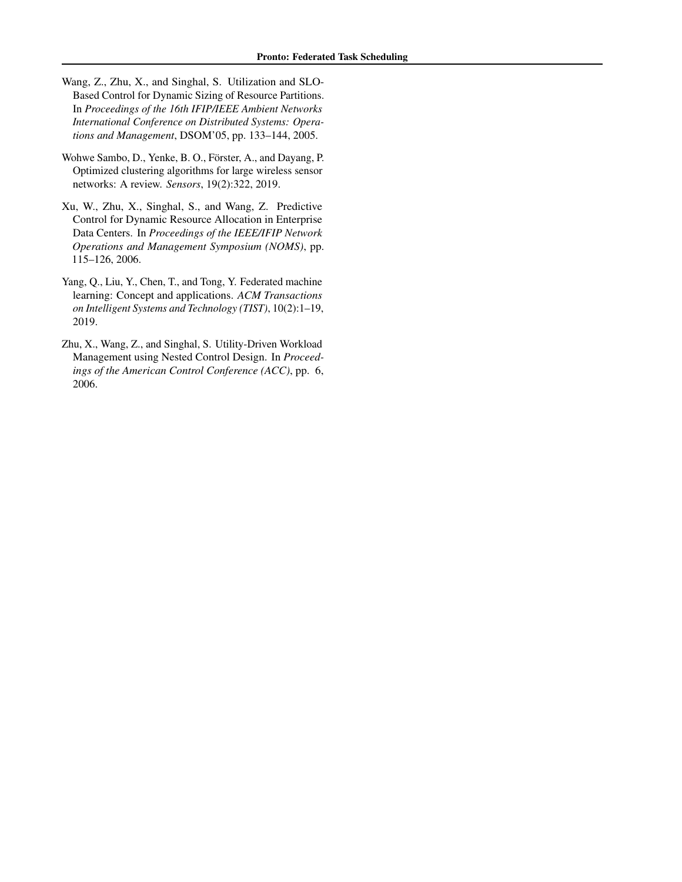Wang, Z., Zhu, X., and Singhal, S. Utilization and SLO-Based Control for Dynamic Sizing of Resource Partitions. In *Proceedings of the 16th IFIP/IEEE Ambient Networks International Conference on Distributed Systems: Operations and Management*, DSOM'05, pp. 133–144, 2005.

Wohwe Sambo, D., Yenke, B. O., Förster, A., and Dayang, P. Optimized clustering algorithms for large wireless sensor networks: A review. *Sensors*, 19(2):322, 2019.

Xu, W., Zhu, X., Singhal, S., and Wang, Z. Predictive Control for Dynamic Resource Allocation in Enterprise Data Centers. In *Proceedings of the IEEE/IFIP Network Operations and Management Symposium (NOMS)*, pp. 115–126, 2006.

Yang, Q., Liu, Y., Chen, T., and Tong, Y. Federated machine learning: Concept and applications. *ACM Transactions on Intelligent Systems and Technology (TIST)*, 10(2):1–19, 2019.

Zhu, X., Wang, Z., and Singhal, S. Utility-Driven Workload Management using Nested Control Design. In *Proceedings of the American Control Conference (ACC)*, pp. 6, 2006.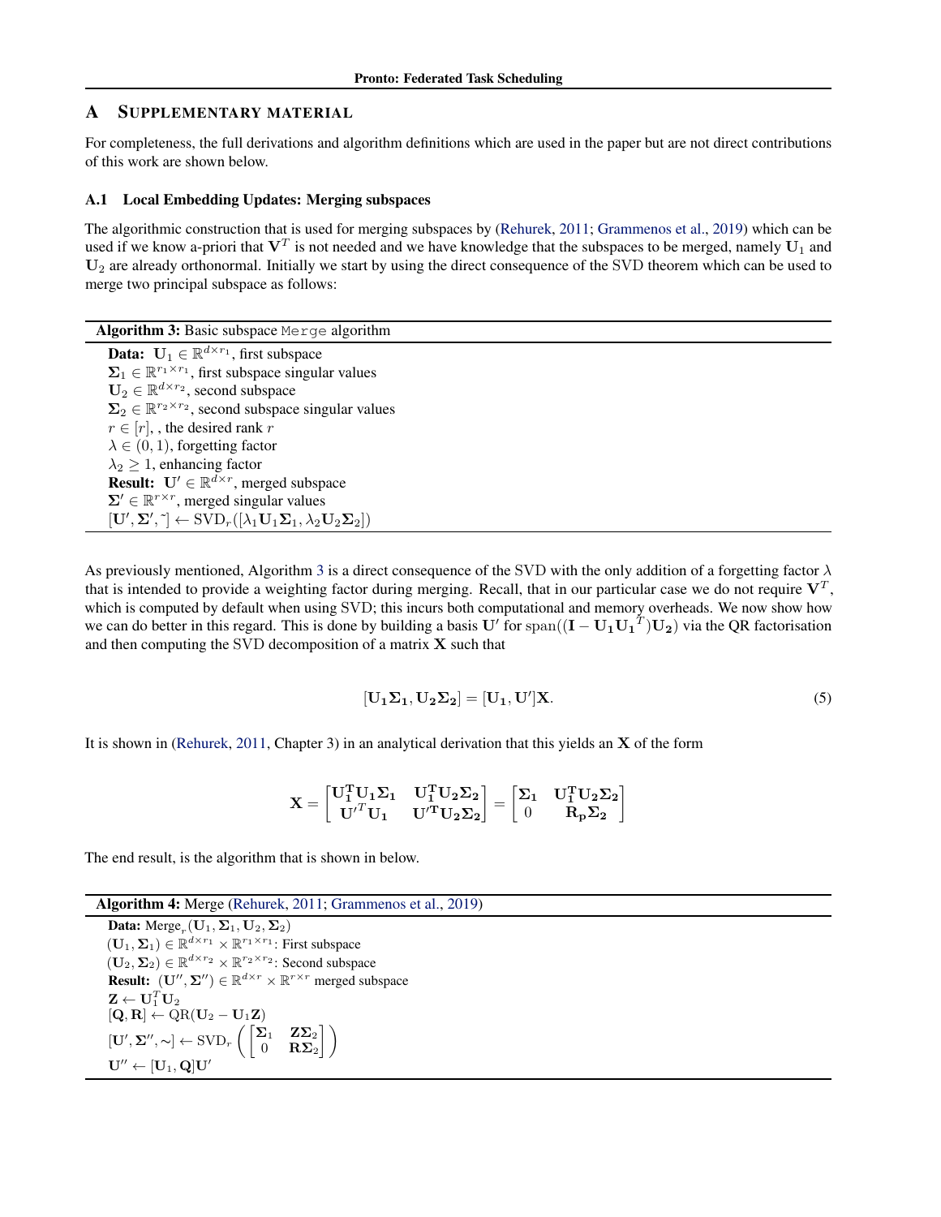## A Supplementary material

For completeness, the full derivations and algorithm definitions which are used in the paper but are not direct contributions of this work are shown below.

### A.1 Local Embedding Updates: Merging subspaces

The algorithmic construction that is used for merging subspaces by (Rehurek, 2011; Grammenos et al., 2019) which can be used if we know a-priori that $\mathbf{V}^T$ is not needed and we have knowledge that the subspaces to be merged, namely $\mathbf{U}_1$ and $\mathbf{U}_2$ are already orthonormal. Initially we start by using the direct consequence of the SVD theorem which can be used to merge two principal subspace as follows:

**Algorithm 3:** Basic subspace `Merge` algorithm

**Data:** $\mathbf{U}_1 \in \mathbb{R}^{d \times r_1}$, first subspace
$\mathbf{\Sigma}_1 \in \mathbb{R}^{r_1 \times r_1}$, first subspace singular values
$\mathbf{U}_2 \in \mathbb{R}^{d \times r_2}$, second subspace
$\mathbf{\Sigma}_2 \in \mathbb{R}^{r_2 \times r_2}$, second subspace singular values
$r \in [r]$, , the desired rank $r$
$\lambda \in (0, 1)$, forgetting factor
$\lambda_2 \geq 1$, enhancing factor
**Result:** $\mathbf{U}' \in \mathbb{R}^{d \times r}$, merged subspace
$\mathbf{\Sigma}' \in \mathbb{R}^{r \times r}$, merged singular values
$[\mathbf{U}', \mathbf{\Sigma}', \tilde{\ }] \leftarrow \mathrm{SVD}_r([\lambda_1 \mathbf{U}_1 \mathbf{\Sigma}_1, \lambda_2 \mathbf{U}_2 \mathbf{\Sigma}_2])$

As previously mentioned, Algorithm 3 is a direct consequence of the SVD with the only addition of a forgetting factor $\lambda$ that is intended to provide a weighting factor during merging. Recall, that in our particular case we do not require $\mathbf{V}^T$, which is computed by default when using SVD; this incurs both computational and memory overheads. We now show how we can do better in this regard. This is done by building a basis $\mathbf{U}'$ for $\mathrm{span}((\mathbf{I} - \mathbf{U_1}\mathbf{U_1}^T)\mathbf{U_2})$ via the QR factorisation and then computing the SVD decomposition of a matrix $\mathbf{X}$ such that

$$[\mathbf{U_1}\mathbf{\Sigma_1}, \mathbf{U_2}\mathbf{\Sigma_2}] = [\mathbf{U_1}, \mathbf{U}']\mathbf{X}. \tag{5}$$

It is shown in (Rehurek, 2011, Chapter 3) in an analytical derivation that this yields an $\mathbf{X}$ of the form

$$\mathbf{X} = \begin{bmatrix} \mathbf{U_1^T}\mathbf{U_1}\mathbf{\Sigma_1} & \mathbf{U_1^T}\mathbf{U_2}\mathbf{\Sigma_2} \\ \mathbf{U'}^T\mathbf{U_1} & \mathbf{U'^T}\mathbf{U_2}\mathbf{\Sigma_2} \end{bmatrix} = \begin{bmatrix} \mathbf{\Sigma_1} & \mathbf{U_1^T}\mathbf{U_2}\mathbf{\Sigma_2} \\ 0 & \mathbf{R_p}\mathbf{\Sigma_2} \end{bmatrix}$$

The end result, is the algorithm that is shown in below.

**Algorithm 4:** Merge (Rehurek, 2011; Grammenos et al., 2019)

**Data:** $\mathrm{Merge}_r(\mathbf{U}_1, \mathbf{\Sigma}_1, \mathbf{U}_2, \mathbf{\Sigma}_2)$
$(\mathbf{U}_1, \mathbf{\Sigma}_1) \in \mathbb{R}^{d \times r_1} \times \mathbb{R}^{r_1 \times r_1}$: First subspace
$(\mathbf{U}_2, \mathbf{\Sigma}_2) \in \mathbb{R}^{d \times r_2} \times \mathbb{R}^{r_2 \times r_2}$: Second subspace
**Result:** $(\mathbf{U}'', \mathbf{\Sigma}'') \in \mathbb{R}^{d \times r} \times \mathbb{R}^{r \times r}$ merged subspace
$\mathbf{Z} \leftarrow \mathbf{U}_1^T \mathbf{U}_2$
$[\mathbf{Q}, \mathbf{R}] \leftarrow \mathrm{QR}(\mathbf{U}_2 - \mathbf{U}_1 \mathbf{Z})$
$[\mathbf{U}', \mathbf{\Sigma}'', \sim] \leftarrow \mathrm{SVD}_r \left( \begin{bmatrix} \mathbf{\Sigma}_1 & \mathbf{Z}\mathbf{\Sigma}_2 \\ 0 & \mathbf{R}\mathbf{\Sigma}_2 \end{bmatrix} \right)$
$\mathbf{U}'' \leftarrow [\mathbf{U}_1, \mathbf{Q}]\mathbf{U}'$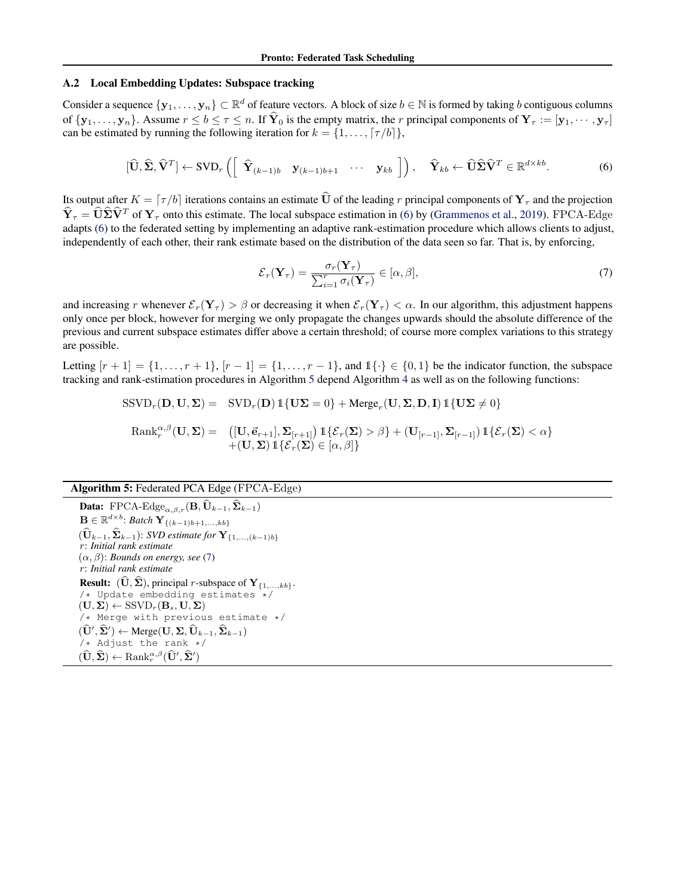### A.2 Local Embedding Updates: Subspace tracking

Consider a sequence $\{\mathbf{y}_1, \ldots, \mathbf{y}_n\} \subset \mathbb{R}^d$ of feature vectors. A block of size $b \in \mathbb{N}$ is formed by taking $b$ contiguous columns of $\{\mathbf{y}_1, \ldots, \mathbf{y}_n\}$. Assume $r \leq b \leq \tau \leq n$. If $\widehat{\mathbf{Y}}_0$ is the empty matrix, the $r$ principal components of $\mathbf{Y}_\tau := [\mathbf{y}_1, \cdots, \mathbf{y}_\tau]$ can be estimated by running the following iteration for $k = \{1, \ldots, \lceil \tau/b \rceil\}$,

$$[\widehat{\mathbf{U}}, \widehat{\mathbf{\Sigma}}, \widehat{\mathbf{V}}^T] \leftarrow \mathrm{SVD}_r\left(\left[\begin{array}{cccc} \widehat{\mathbf{Y}}_{(k-1)b} & \mathbf{y}_{(k-1)b+1} & \cdots & \mathbf{y}_{kb} \end{array}\right]\right), \quad \widehat{\mathbf{Y}}_{kb} \leftarrow \widehat{\mathbf{U}}\widehat{\mathbf{\Sigma}}\widehat{\mathbf{V}}^T \in \mathbb{R}^{d \times kb}. \tag{6}$$

Its output after $K = \lceil \tau/b \rceil$ iterations contains an estimate $\widehat{\mathbf{U}}$ of the leading $r$ principal components of $\mathbf{Y}_\tau$ and the projection $\widehat{\mathbf{Y}}_\tau = \widehat{\mathbf{U}}\widehat{\mathbf{\Sigma}}\widehat{\mathbf{V}}^T$ of $\mathbf{Y}_\tau$ onto this estimate. The local subspace estimation in (6) by (Grammenos et al., 2019). FPCA-Edge adapts (6) to the federated setting by implementing an adaptive rank-estimation procedure which allows clients to adjust, independently of each other, their rank estimate based on the distribution of the data seen so far. That is, by enforcing,

$$\mathcal{E}_r(\mathbf{Y}_\tau) = \frac{\sigma_r(\mathbf{Y}_\tau)}{\sum_{i=1}^r \sigma_i(\mathbf{Y}_\tau)} \in [\alpha, \beta], \tag{7}$$

and increasing $r$ whenever $\mathcal{E}_r(\mathbf{Y}_\tau) > \beta$ or decreasing it when $\mathcal{E}_r(\mathbf{Y}_\tau) < \alpha$. In our algorithm, this adjustment happens only once per block, however for merging we only propagate the changes upwards should the absolute difference of the previous and current subspace estimates differ above a certain threshold; of course more complex variations to this strategy are possible.

Letting $[r+1] = \{1, \ldots, r+1\}$, $[r-1] = \{1, \ldots, r-1\}$, and $\mathbb{1}\{\cdot\} \in \{0, 1\}$ be the indicator function, the subspace tracking and rank-estimation procedures in Algorithm 5 depend Algorithm 4 as well as on the following functions:

$$\mathrm{SSVD}_r(\mathbf{D}, \mathbf{U}, \mathbf{\Sigma}) = \mathrm{SVD}_r(\mathbf{D})\,\mathbb{1}\{\mathbf{U}\mathbf{\Sigma} = 0\} + \mathrm{Merge}_r(\mathbf{U}, \mathbf{\Sigma}, \mathbf{D}, \mathbf{I})\,\mathbb{1}\{\mathbf{U}\mathbf{\Sigma} \neq 0\}$$

$$\mathrm{Rank}_r^{\alpha,\beta}(\mathbf{U}, \mathbf{\Sigma}) = \left([\mathbf{U}, \vec{\mathbf{e}}_{r+1}], \mathbf{\Sigma}_{[r+1]}\right)\mathbb{1}\{\mathcal{E}_r(\mathbf{\Sigma}) > \beta\} + \left(\mathbf{U}_{[r-1]}, \mathbf{\Sigma}_{[r-1]}\right)\mathbb{1}\{\mathcal{E}_r(\mathbf{\Sigma}) < \alpha\} + (\mathbf{U}, \mathbf{\Sigma})\,\mathbb{1}\{\mathcal{E}_r(\mathbf{\Sigma}) \in [\alpha, \beta]\}$$

**Algorithm 5:** Federated PCA Edge (FPCA-Edge)

**Data:** $\mathrm{FPCA\text{-}Edge}_{\alpha,\beta,r}(\mathbf{B}, \widehat{\mathbf{U}}_{k-1}, \widehat{\mathbf{\Sigma}}_{k-1})$
$\mathbf{B} \in \mathbb{R}^{d \times b}$: *Batch* $\mathbf{Y}_{\{(k-1)b+1,\ldots,kb\}}$
$(\widehat{\mathbf{U}}_{k-1}, \widehat{\mathbf{\Sigma}}_{k-1})$: *SVD estimate for* $\mathbf{Y}_{\{1,\ldots,(k-1)b\}}$
$r$: *Initial rank estimate*
$(\alpha, \beta)$: *Bounds on energy, see* (7)
$r$: *Initial rank estimate*
**Result:** $(\widehat{\mathbf{U}}, \widehat{\mathbf{\Sigma}})$, principal $r$-subspace of $\mathbf{Y}_{\{1,\ldots,kb\}}$.
/* Update embedding estimates */
$(\mathbf{U}, \mathbf{\Sigma}) \leftarrow \mathrm{SSVD}_r(\mathbf{B}_s, \mathbf{U}, \mathbf{\Sigma})$
/* Merge with previous estimate */
$(\widehat{\mathbf{U}}', \widehat{\mathbf{\Sigma}}') \leftarrow \mathrm{Merge}(\mathbf{U}, \mathbf{\Sigma}, \widehat{\mathbf{U}}_{k-1}, \widehat{\mathbf{\Sigma}}_{k-1})$
/* Adjust the rank */
$(\widehat{\mathbf{U}}, \widehat{\mathbf{\Sigma}}) \leftarrow \mathrm{Rank}_r^{\alpha,\beta}(\widehat{\mathbf{U}}', \widehat{\mathbf{\Sigma}}')$